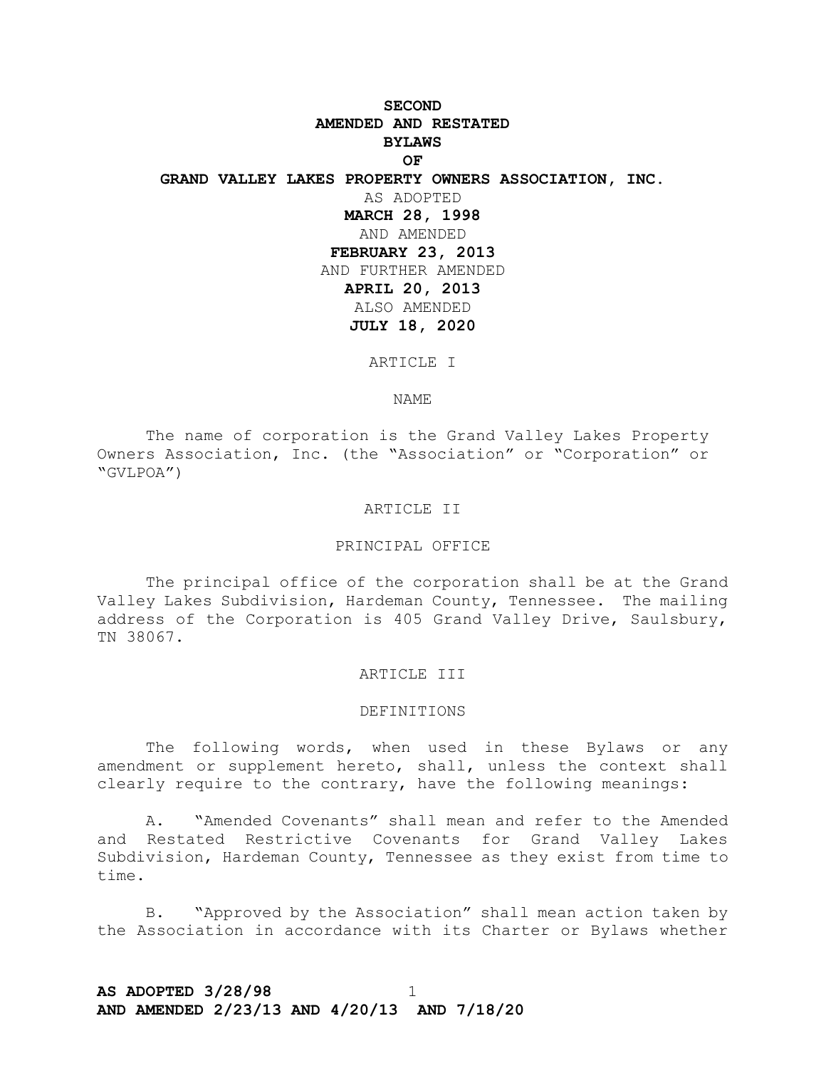# SECOND AMENDED AND RESTATED BYLAWS OF GRAND VALLEY LAKES PROPERTY OWNERS ASSOCIATION, INC.

AS ADOPTED

**MARCH 28, 1998**

AND AMENDED

**FEBRUARY 23, 2013**

AND FURTHER AMENDED

**APRIL 20, 2013**

ALSO AMENDED

**JULY 18, 2020**

## ARTICLE I

## NAME

The name of corporation is the Grand Valley Lakes Property Owners Association, Inc. (the "Association" or "Corporation" or "GVLPOA")

## ARTICLE II

## PRINCIPAL OFFICE

The principal office of the corporation shall be at the Grand Valley Lakes Subdivision, Hardeman County, Tennessee. The mailing address of the Corporation is 405 Grand Valley Drive, Saulsbury, TN 38067.

## ARTICLE III

## DEFINITIONS

The following words, when used in these Bylaws or any amendment or supplement hereto, shall, unless the context shall clearly require to the contrary, have the following meanings:

A. "Amended Covenants" shall mean and refer to the Amended and Restated Restrictive Covenants for Grand Valley Lakes Subdivision, Hardeman County, Tennessee as they exist from time to time.

B. "Approved by the Association" shall mean action taken by the Association in accordance with its Charter or Bylaws whether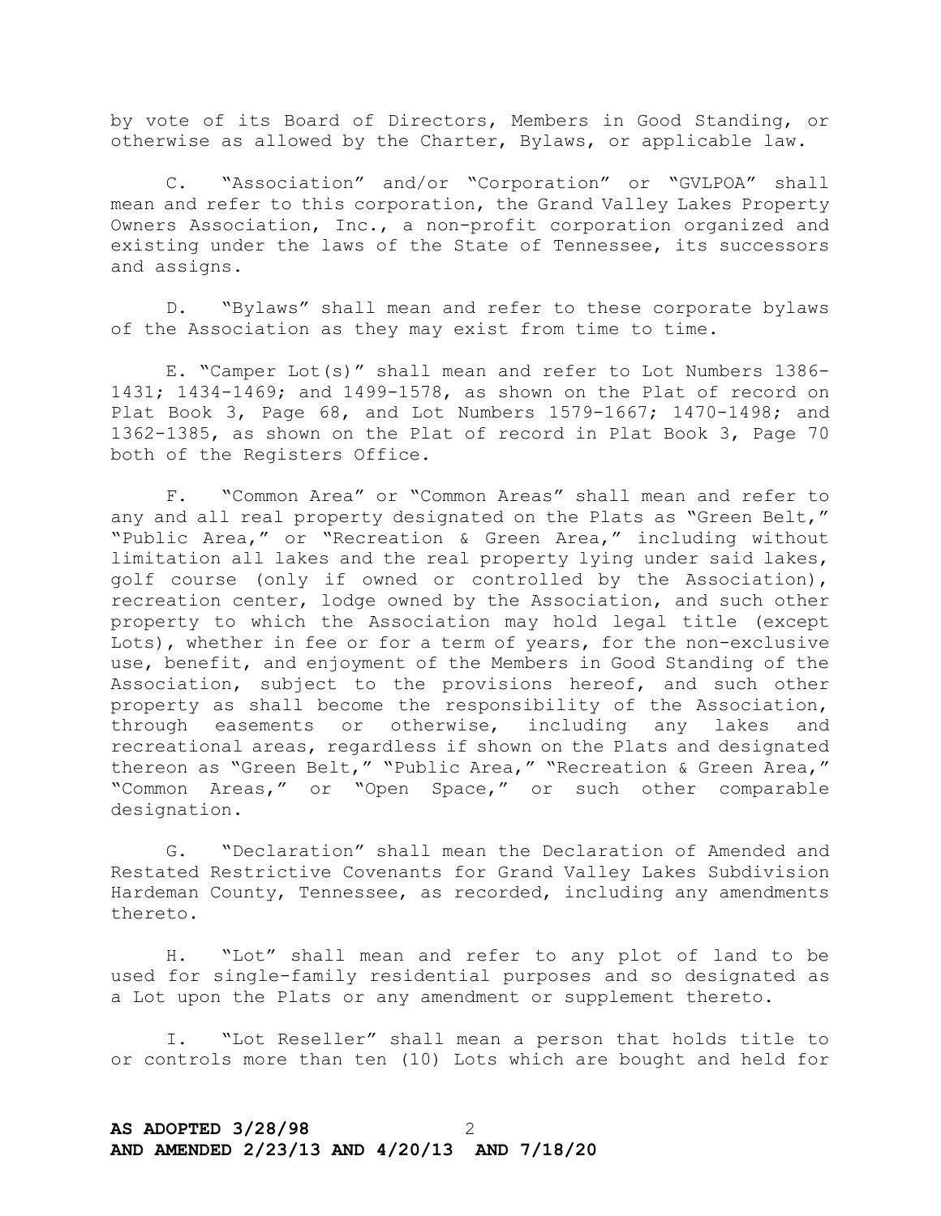by vote of its Board of Directors, Members in Good Standing, or otherwise as allowed by the Charter, Bylaws, or applicable law.

C. "Association" and/or "Corporation" or "GVLPOA" shall mean and refer to this corporation, the Grand Valley Lakes Property Owners Association, Inc., a non-profit corporation organized and existing under the laws of the State of Tennessee, its successors and assigns.

D. "Bylaws" shall mean and refer to these corporate bylaws of the Association as they may exist from time to time.

E. "Camper Lot(s)" shall mean and refer to Lot Numbers 1386-1431; 1434-1469; and 1499-1578, as shown on the Plat of record on Plat Book 3, Page 68, and Lot Numbers 1579-1667; 1470-1498; and 1362-1385, as shown on the Plat of record in Plat Book 3, Page 70 both of the Registers Office.

F. "Common Area" or "Common Areas" shall mean and refer to any and all real property designated on the Plats as "Green Belt," "Public Area," or "Recreation & Green Area," including without limitation all lakes and the real property lying under said lakes, golf course (only if owned or controlled by the Association), recreation center, lodge owned by the Association, and such other property to which the Association may hold legal title (except Lots), whether in fee or for a term of years, for the non-exclusive use, benefit, and enjoyment of the Members in Good Standing of the Association, subject to the provisions hereof, and such other property as shall become the responsibility of the Association, through easements or otherwise, including any lakes and recreational areas, regardless if shown on the Plats and designated thereon as "Green Belt," "Public Area," "Recreation & Green Area," "Common Areas," or "Open Space," or such other comparable designation.

G. "Declaration" shall mean the Declaration of Amended and Restated Restrictive Covenants for Grand Valley Lakes Subdivision Hardeman County, Tennessee, as recorded, including any amendments thereto.

H. "Lot" shall mean and refer to any plot of land to be used for single-family residential purposes and so designated as a Lot upon the Plats or any amendment or supplement thereto.

I. "Lot Reseller" shall mean a person that holds title to or controls more than ten (10) Lots which are bought and held for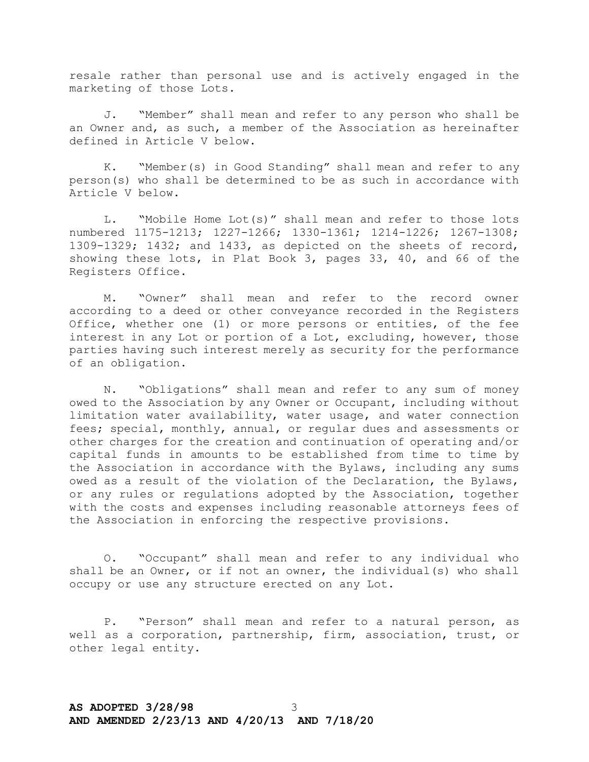resale rather than personal use and is actively engaged in the marketing of those Lots.

J. "Member" shall mean and refer to any person who shall be an Owner and, as such, a member of the Association as hereinafter defined in Article V below.

K. "Member(s) in Good Standing" shall mean and refer to any person(s) who shall be determined to be as such in accordance with Article V below.

L. "Mobile Home Lot(s)" shall mean and refer to those lots numbered 1175-1213; 1227-1266; 1330-1361; 1214-1226; 1267-1308; 1309-1329; 1432; and 1433, as depicted on the sheets of record, showing these lots, in Plat Book 3, pages 33, 40, and 66 of the Registers Office.

M. "Owner" shall mean and refer to the record owner according to a deed or other conveyance recorded in the Registers Office, whether one (1) or more persons or entities, of the fee interest in any Lot or portion of a Lot, excluding, however, those parties having such interest merely as security for the performance of an obligation.

N. "Obligations" shall mean and refer to any sum of money owed to the Association by any Owner or Occupant, including without limitation water availability, water usage, and water connection fees; special, monthly, annual, or regular dues and assessments or other charges for the creation and continuation of operating and/or capital funds in amounts to be established from time to time by the Association in accordance with the Bylaws, including any sums owed as a result of the violation of the Declaration, the Bylaws, or any rules or regulations adopted by the Association, together with the costs and expenses including reasonable attorneys fees of the Association in enforcing the respective provisions.

O. "Occupant" shall mean and refer to any individual who shall be an Owner, or if not an owner, the individual(s) who shall occupy or use any structure erected on any Lot.

P. "Person" shall mean and refer to a natural person, as well as a corporation, partnership, firm, association, trust, or other legal entity.

**AS ADOPTED 3/28/98**
**AND AMENDED 2/23/13 AND 4/20/13 AND 7/18/20**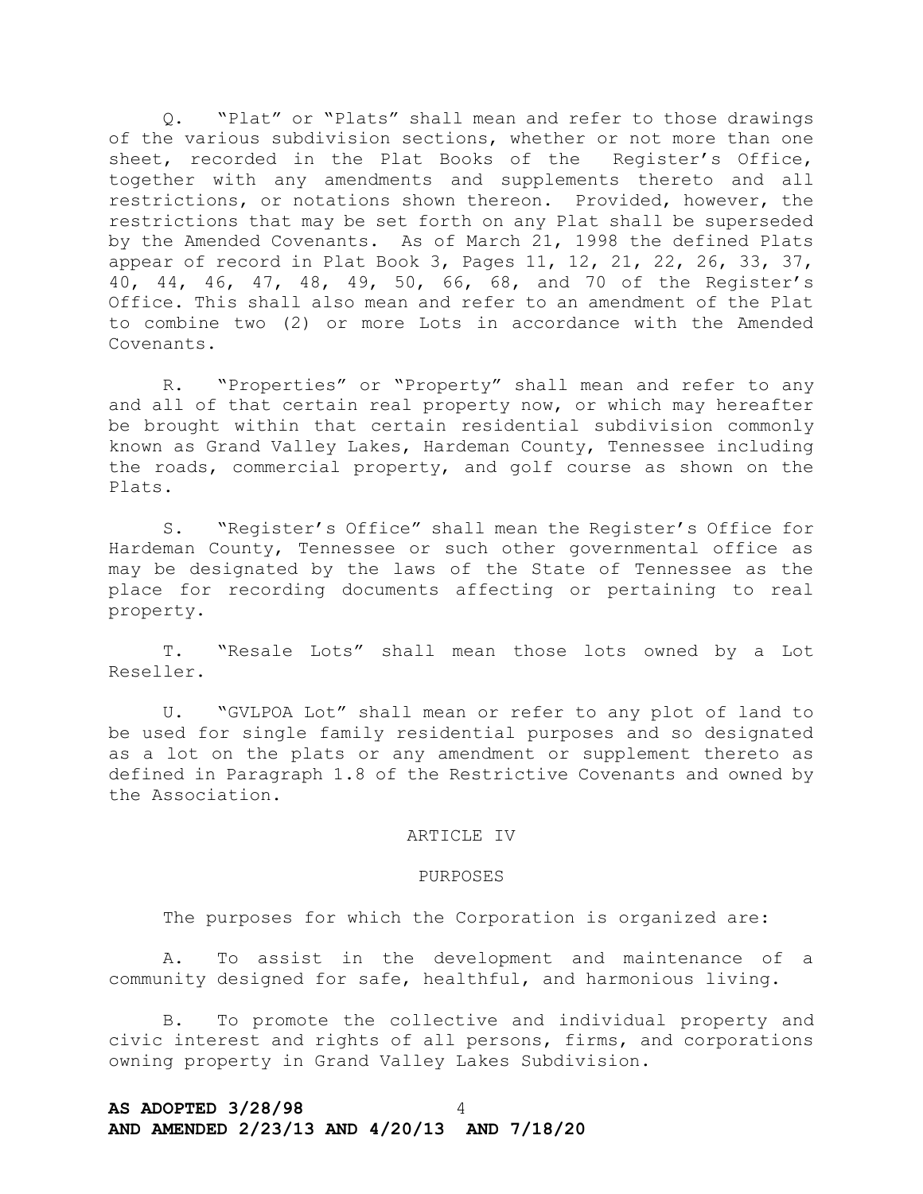Q. "Plat" or "Plats" shall mean and refer to those drawings of the various subdivision sections, whether or not more than one sheet, recorded in the Plat Books of the Register's Office, together with any amendments and supplements thereto and all restrictions, or notations shown thereon. Provided, however, the restrictions that may be set forth on any Plat shall be superseded by the Amended Covenants. As of March 21, 1998 the defined Plats appear of record in Plat Book 3, Pages 11, 12, 21, 22, 26, 33, 37, 40, 44, 46, 47, 48, 49, 50, 66, 68, and 70 of the Register's Office. This shall also mean and refer to an amendment of the Plat to combine two (2) or more Lots in accordance with the Amended Covenants.

R. "Properties" or "Property" shall mean and refer to any and all of that certain real property now, or which may hereafter be brought within that certain residential subdivision commonly known as Grand Valley Lakes, Hardeman County, Tennessee including the roads, commercial property, and golf course as shown on the Plats.

S. "Register's Office" shall mean the Register's Office for Hardeman County, Tennessee or such other governmental office as may be designated by the laws of the State of Tennessee as the place for recording documents affecting or pertaining to real property.

T. "Resale Lots" shall mean those lots owned by a Lot Reseller.

U. "GVLPOA Lot" shall mean or refer to any plot of land to be used for single family residential purposes and so designated as a lot on the plats or any amendment or supplement thereto as defined in Paragraph 1.8 of the Restrictive Covenants and owned by the Association.

## ARTICLE IV

## PURPOSES

The purposes for which the Corporation is organized are:

A. To assist in the development and maintenance of a community designed for safe, healthful, and harmonious living.

B. To promote the collective and individual property and civic interest and rights of all persons, firms, and corporations owning property in Grand Valley Lakes Subdivision.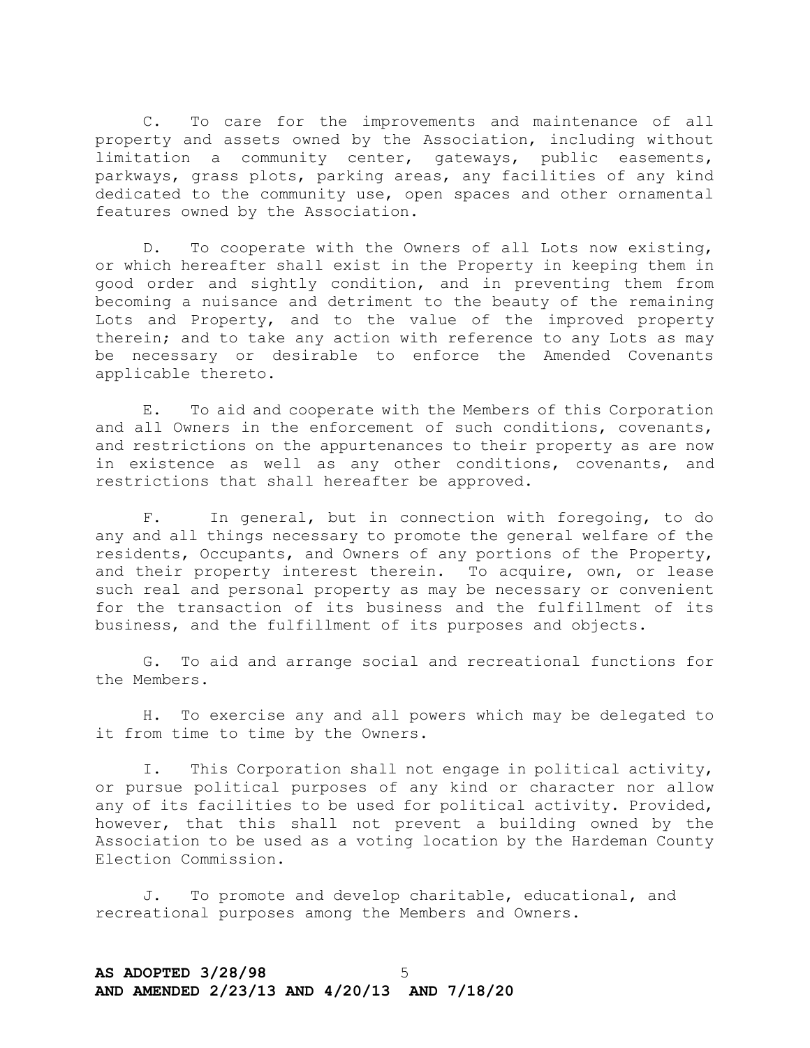C. To care for the improvements and maintenance of all property and assets owned by the Association, including without limitation a community center, gateways, public easements, parkways, grass plots, parking areas, any facilities of any kind dedicated to the community use, open spaces and other ornamental features owned by the Association.

D. To cooperate with the Owners of all Lots now existing, or which hereafter shall exist in the Property in keeping them in good order and sightly condition, and in preventing them from becoming a nuisance and detriment to the beauty of the remaining Lots and Property, and to the value of the improved property therein; and to take any action with reference to any Lots as may be necessary or desirable to enforce the Amended Covenants applicable thereto.

E. To aid and cooperate with the Members of this Corporation and all Owners in the enforcement of such conditions, covenants, and restrictions on the appurtenances to their property as are now in existence as well as any other conditions, covenants, and restrictions that shall hereafter be approved.

F. In general, but in connection with foregoing, to do any and all things necessary to promote the general welfare of the residents, Occupants, and Owners of any portions of the Property, and their property interest therein. To acquire, own, or lease such real and personal property as may be necessary or convenient for the transaction of its business and the fulfillment of its business, and the fulfillment of its purposes and objects.

G. To aid and arrange social and recreational functions for the Members.

H. To exercise any and all powers which may be delegated to it from time to time by the Owners.

I. This Corporation shall not engage in political activity, or pursue political purposes of any kind or character nor allow any of its facilities to be used for political activity. Provided, however, that this shall not prevent a building owned by the Association to be used as a voting location by the Hardeman County Election Commission.

J. To promote and develop charitable, educational, and recreational purposes among the Members and Owners.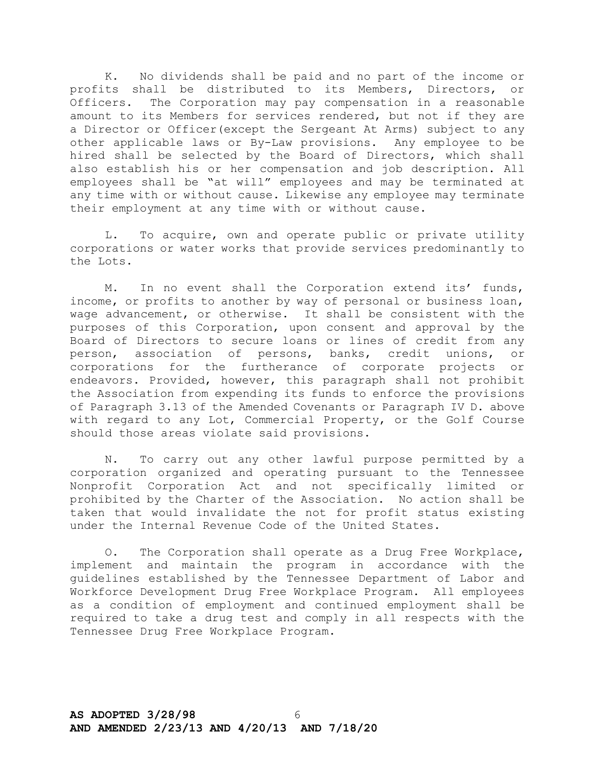K. No dividends shall be paid and no part of the income or profits shall be distributed to its Members, Directors, or Officers. The Corporation may pay compensation in a reasonable amount to its Members for services rendered, but not if they are a Director or Officer(except the Sergeant At Arms) subject to any other applicable laws or By-Law provisions. Any employee to be hired shall be selected by the Board of Directors, which shall also establish his or her compensation and job description. All employees shall be "at will" employees and may be terminated at any time with or without cause. Likewise any employee may terminate their employment at any time with or without cause.

L. To acquire, own and operate public or private utility corporations or water works that provide services predominantly to the Lots.

M. In no event shall the Corporation extend its' funds, income, or profits to another by way of personal or business loan, wage advancement, or otherwise. It shall be consistent with the purposes of this Corporation, upon consent and approval by the Board of Directors to secure loans or lines of credit from any person, association of persons, banks, credit unions, or corporations for the furtherance of corporate projects or endeavors. Provided, however, this paragraph shall not prohibit the Association from expending its funds to enforce the provisions of Paragraph 3.13 of the Amended Covenants or Paragraph IV D. above with regard to any Lot, Commercial Property, or the Golf Course should those areas violate said provisions.

N. To carry out any other lawful purpose permitted by a corporation organized and operating pursuant to the Tennessee Nonprofit Corporation Act and not specifically limited or prohibited by the Charter of the Association. No action shall be taken that would invalidate the not for profit status existing under the Internal Revenue Code of the United States.

O. The Corporation shall operate as a Drug Free Workplace, implement and maintain the program in accordance with the guidelines established by the Tennessee Department of Labor and Workforce Development Drug Free Workplace Program. All employees as a condition of employment and continued employment shall be required to take a drug test and comply in all respects with the Tennessee Drug Free Workplace Program.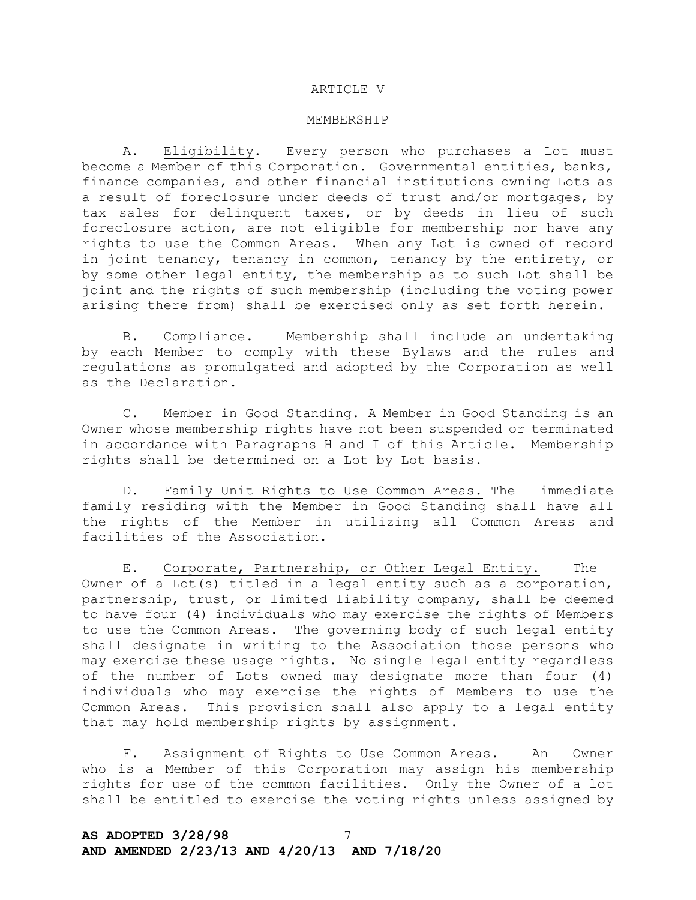# ARTICLE V

## MEMBERSHIP

A. Eligibility. Every person who purchases a Lot must become a Member of this Corporation. Governmental entities, banks, finance companies, and other financial institutions owning Lots as a result of foreclosure under deeds of trust and/or mortgages, by tax sales for delinquent taxes, or by deeds in lieu of such foreclosure action, are not eligible for membership nor have any rights to use the Common Areas. When any Lot is owned of record in joint tenancy, tenancy in common, tenancy by the entirety, or by some other legal entity, the membership as to such Lot shall be joint and the rights of such membership (including the voting power arising there from) shall be exercised only as set forth herein.

B. Compliance. Membership shall include an undertaking by each Member to comply with these Bylaws and the rules and regulations as promulgated and adopted by the Corporation as well as the Declaration.

C. Member in Good Standing. A Member in Good Standing is an Owner whose membership rights have not been suspended or terminated in accordance with Paragraphs H and I of this Article. Membership rights shall be determined on a Lot by Lot basis.

D. Family Unit Rights to Use Common Areas. The immediate family residing with the Member in Good Standing shall have all the rights of the Member in utilizing all Common Areas and facilities of the Association.

E. Corporate, Partnership, or Other Legal Entity. The Owner of a Lot(s) titled in a legal entity such as a corporation, partnership, trust, or limited liability company, shall be deemed to have four (4) individuals who may exercise the rights of Members to use the Common Areas. The governing body of such legal entity shall designate in writing to the Association those persons who may exercise these usage rights. No single legal entity regardless of the number of Lots owned may designate more than four (4) individuals who may exercise the rights of Members to use the Common Areas. This provision shall also apply to a legal entity that may hold membership rights by assignment.

F. Assignment of Rights to Use Common Areas. An Owner who is a Member of this Corporation may assign his membership rights for use of the common facilities. Only the Owner of a lot shall be entitled to exercise the voting rights unless assigned by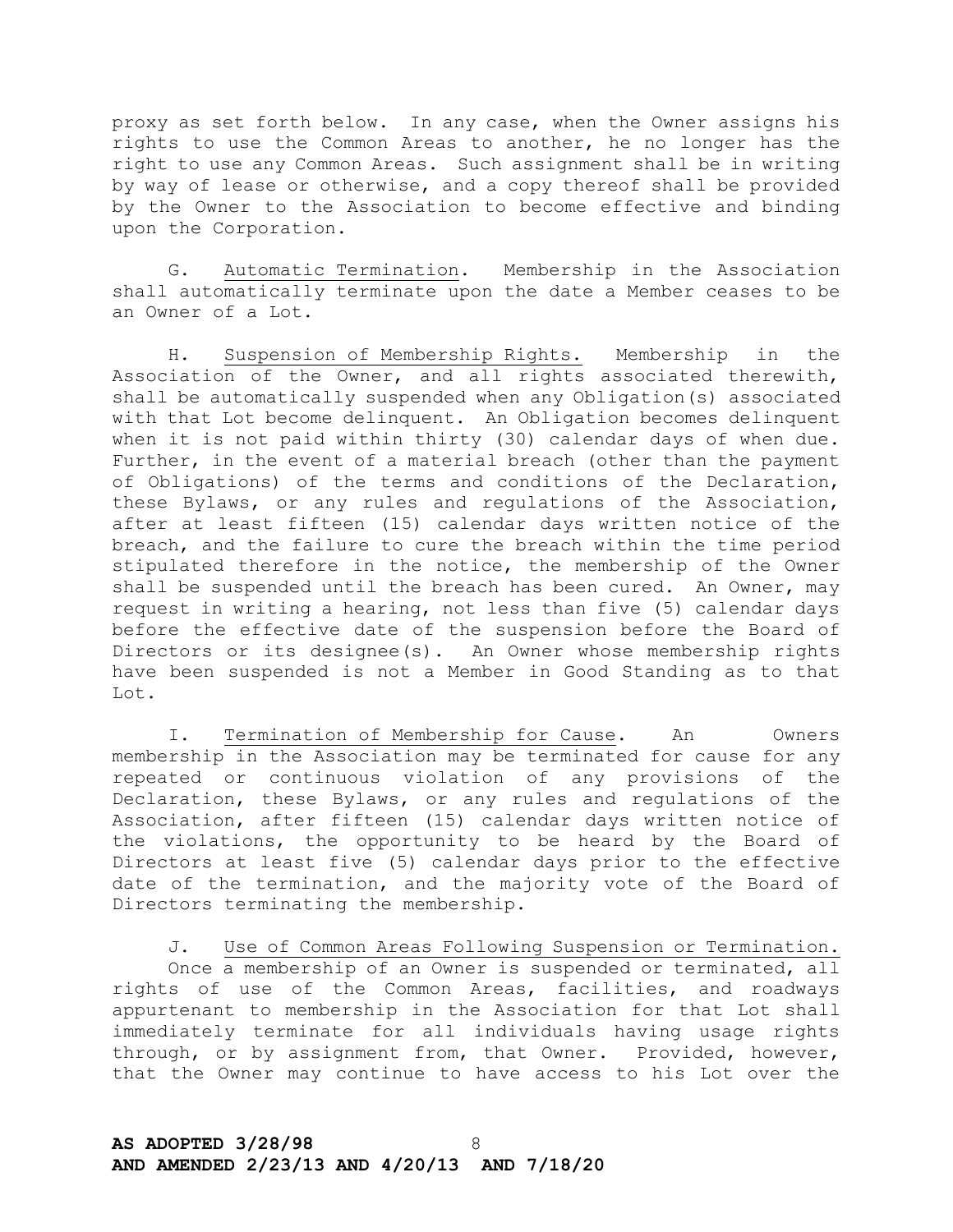proxy as set forth below. In any case, when the Owner assigns his rights to use the Common Areas to another, he no longer has the right to use any Common Areas. Such assignment shall be in writing by way of lease or otherwise, and a copy thereof shall be provided by the Owner to the Association to become effective and binding upon the Corporation.

G. Automatic Termination. Membership in the Association shall automatically terminate upon the date a Member ceases to be an Owner of a Lot.

H. Suspension of Membership Rights. Membership in the Association of the Owner, and all rights associated therewith, shall be automatically suspended when any Obligation(s) associated with that Lot become delinquent. An Obligation becomes delinquent when it is not paid within thirty (30) calendar days of when due. Further, in the event of a material breach (other than the payment of Obligations) of the terms and conditions of the Declaration, these Bylaws, or any rules and regulations of the Association, after at least fifteen (15) calendar days written notice of the breach, and the failure to cure the breach within the time period stipulated therefore in the notice, the membership of the Owner shall be suspended until the breach has been cured. An Owner, may request in writing a hearing, not less than five (5) calendar days before the effective date of the suspension before the Board of Directors or its designee(s). An Owner whose membership rights have been suspended is not a Member in Good Standing as to that Lot.

I. Termination of Membership for Cause. An Owners membership in the Association may be terminated for cause for any repeated or continuous violation of any provisions of the Declaration, these Bylaws, or any rules and regulations of the Association, after fifteen (15) calendar days written notice of the violations, the opportunity to be heard by the Board of Directors at least five (5) calendar days prior to the effective date of the termination, and the majority vote of the Board of Directors terminating the membership.

J. Use of Common Areas Following Suspension or Termination. Once a membership of an Owner is suspended or terminated, all rights of use of the Common Areas, facilities, and roadways appurtenant to membership in the Association for that Lot shall immediately terminate for all individuals having usage rights through, or by assignment from, that Owner. Provided, however, that the Owner may continue to have access to his Lot over the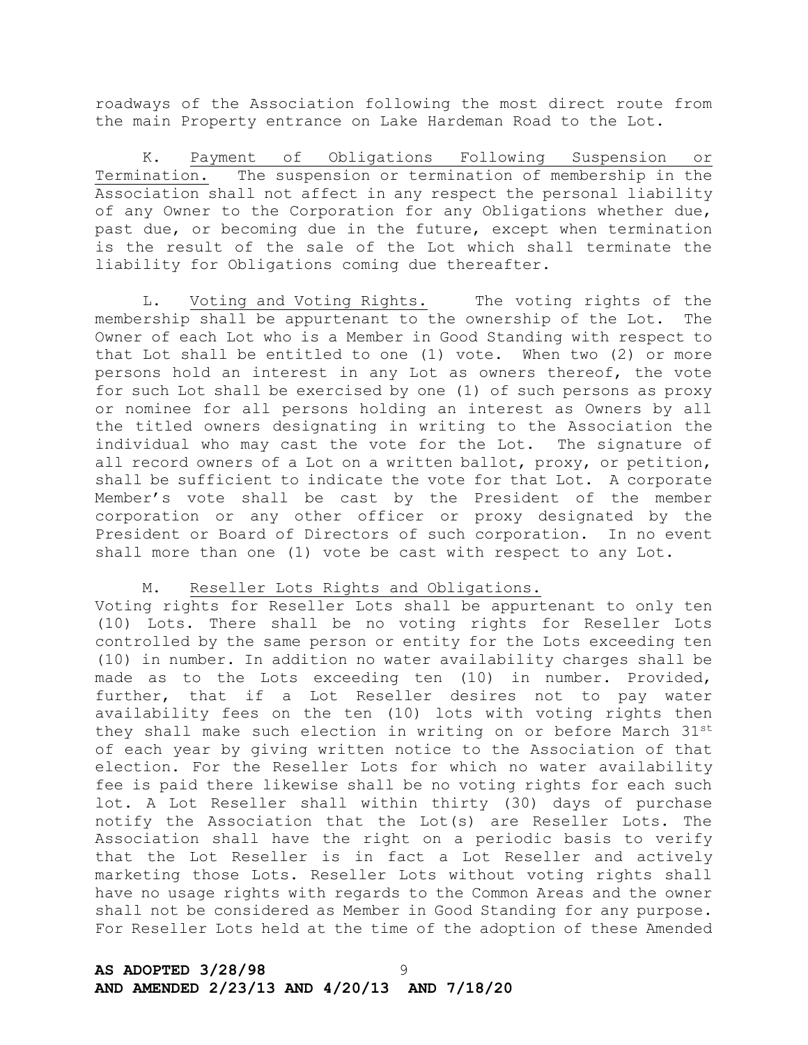roadways of the Association following the most direct route from the main Property entrance on Lake Hardeman Road to the Lot.

K. Payment of Obligations Following Suspension or Termination. The suspension or termination of membership in the Association shall not affect in any respect the personal liability of any Owner to the Corporation for any Obligations whether due, past due, or becoming due in the future, except when termination is the result of the sale of the Lot which shall terminate the liability for Obligations coming due thereafter.

L. Voting and Voting Rights. The voting rights of the membership shall be appurtenant to the ownership of the Lot. The Owner of each Lot who is a Member in Good Standing with respect to that Lot shall be entitled to one (1) vote. When two (2) or more persons hold an interest in any Lot as owners thereof, the vote for such Lot shall be exercised by one (1) of such persons as proxy or nominee for all persons holding an interest as Owners by all the titled owners designating in writing to the Association the individual who may cast the vote for the Lot. The signature of all record owners of a Lot on a written ballot, proxy, or petition, shall be sufficient to indicate the vote for that Lot. A corporate Member's vote shall be cast by the President of the member corporation or any other officer or proxy designated by the President or Board of Directors of such corporation. In no event shall more than one (1) vote be cast with respect to any Lot.

M. Reseller Lots Rights and Obligations.
Voting rights for Reseller Lots shall be appurtenant to only ten (10) Lots. There shall be no voting rights for Reseller Lots controlled by the same person or entity for the Lots exceeding ten (10) in number. In addition no water availability charges shall be made as to the Lots exceeding ten (10) in number. Provided, further, that if a Lot Reseller desires not to pay water availability fees on the ten (10) lots with voting rights then they shall make such election in writing on or before March 31st of each year by giving written notice to the Association of that election. For the Reseller Lots for which no water availability fee is paid there likewise shall be no voting rights for each such lot. A Lot Reseller shall within thirty (30) days of purchase notify the Association that the Lot(s) are Reseller Lots. The Association shall have the right on a periodic basis to verify that the Lot Reseller is in fact a Lot Reseller and actively marketing those Lots. Reseller Lots without voting rights shall have no usage rights with regards to the Common Areas and the owner shall not be considered as Member in Good Standing for any purpose. For Reseller Lots held at the time of the adoption of these Amended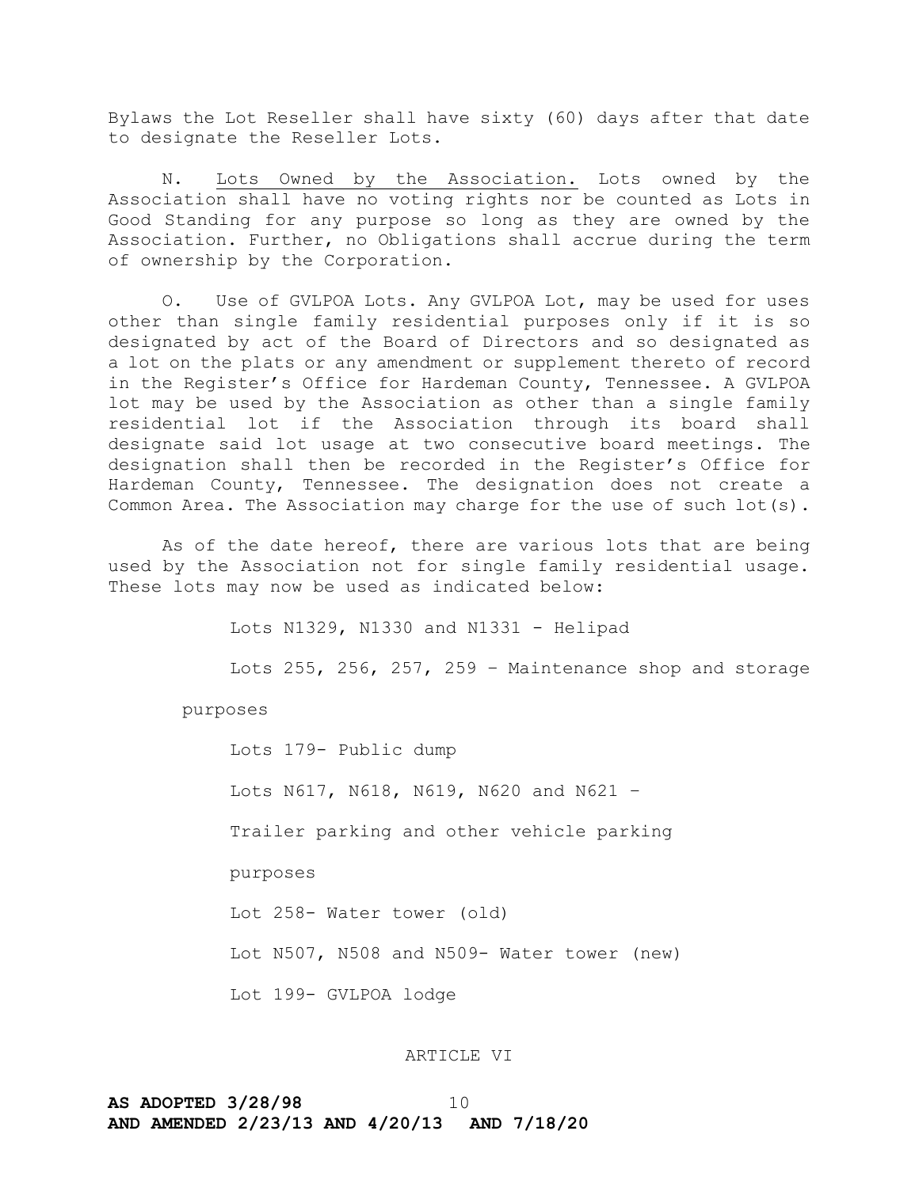Bylaws the Lot Reseller shall have sixty (60) days after that date to designate the Reseller Lots.

N. Lots Owned by the Association. Lots owned by the Association shall have no voting rights nor be counted as Lots in Good Standing for any purpose so long as they are owned by the Association. Further, no Obligations shall accrue during the term of ownership by the Corporation.

O. Use of GVLPOA Lots. Any GVLPOA Lot, may be used for uses other than single family residential purposes only if it is so designated by act of the Board of Directors and so designated as a lot on the plats or any amendment or supplement thereto of record in the Register's Office for Hardeman County, Tennessee. A GVLPOA lot may be used by the Association as other than a single family residential lot if the Association through its board shall designate said lot usage at two consecutive board meetings. The designation shall then be recorded in the Register's Office for Hardeman County, Tennessee. The designation does not create a Common Area. The Association may charge for the use of such lot(s).

As of the date hereof, there are various lots that are being used by the Association not for single family residential usage. These lots may now be used as indicated below:

Lots N1329, N1330 and N1331 - Helipad

Lots 255, 256, 257, 259 – Maintenance shop and storage purposes

Lots 179- Public dump

Lots N617, N618, N619, N620 and N621 – Trailer parking and other vehicle parking purposes

Lot 258- Water tower (old)

Lot N507, N508 and N509- Water tower (new)

Lot 199- GVLPOA lodge

ARTICLE VI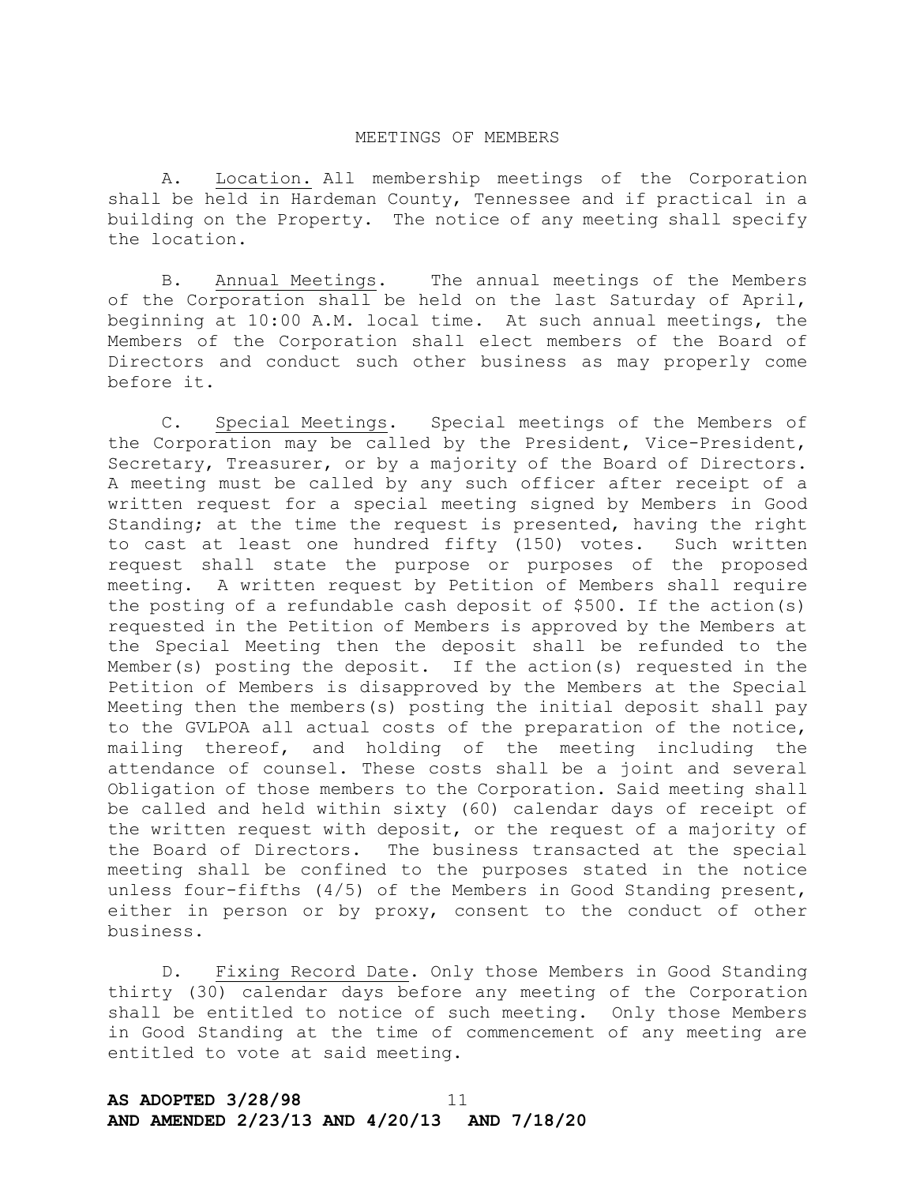## MEETINGS OF MEMBERS

A. Location. All membership meetings of the Corporation shall be held in Hardeman County, Tennessee and if practical in a building on the Property. The notice of any meeting shall specify the location.

B. Annual Meetings. The annual meetings of the Members of the Corporation shall be held on the last Saturday of April, beginning at 10:00 A.M. local time. At such annual meetings, the Members of the Corporation shall elect members of the Board of Directors and conduct such other business as may properly come before it.

C. Special Meetings. Special meetings of the Members of the Corporation may be called by the President, Vice-President, Secretary, Treasurer, or by a majority of the Board of Directors. A meeting must be called by any such officer after receipt of a written request for a special meeting signed by Members in Good Standing; at the time the request is presented, having the right to cast at least one hundred fifty (150) votes. Such written request shall state the purpose or purposes of the proposed meeting. A written request by Petition of Members shall require the posting of a refundable cash deposit of $500. If the action(s) requested in the Petition of Members is approved by the Members at the Special Meeting then the deposit shall be refunded to the Member(s) posting the deposit. If the action(s) requested in the Petition of Members is disapproved by the Members at the Special Meeting then the members(s) posting the initial deposit shall pay to the GVLPOA all actual costs of the preparation of the notice, mailing thereof, and holding of the meeting including the attendance of counsel. These costs shall be a joint and several Obligation of those members to the Corporation. Said meeting shall be called and held within sixty (60) calendar days of receipt of the written request with deposit, or the request of a majority of the Board of Directors. The business transacted at the special meeting shall be confined to the purposes stated in the notice unless four-fifths (4/5) of the Members in Good Standing present, either in person or by proxy, consent to the conduct of other business.

D. Fixing Record Date. Only those Members in Good Standing thirty (30) calendar days before any meeting of the Corporation shall be entitled to notice of such meeting. Only those Members in Good Standing at the time of commencement of any meeting are entitled to vote at said meeting.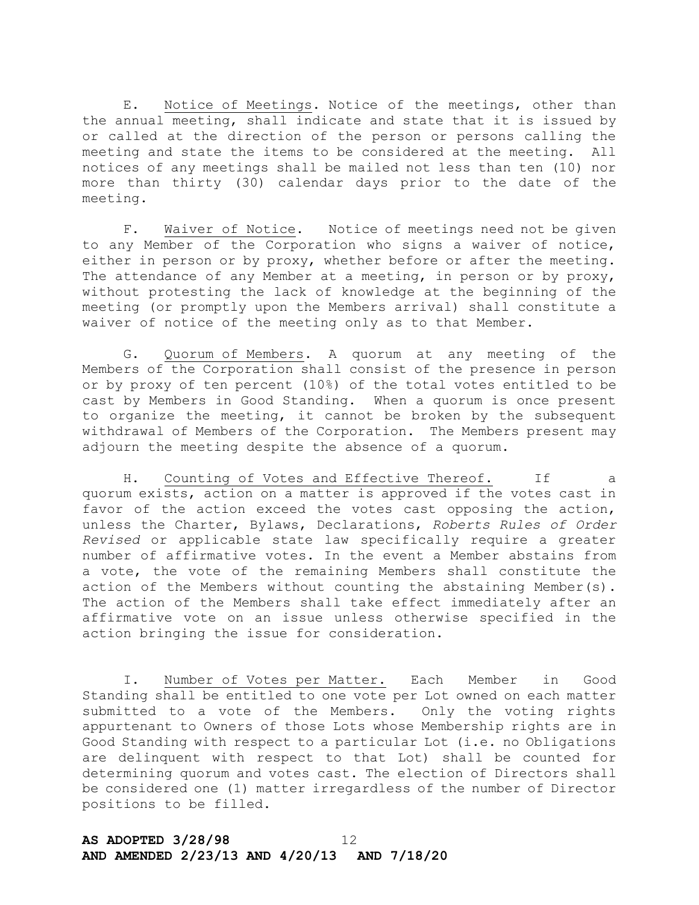E. Notice of Meetings. Notice of the meetings, other than the annual meeting, shall indicate and state that it is issued by or called at the direction of the person or persons calling the meeting and state the items to be considered at the meeting. All notices of any meetings shall be mailed not less than ten (10) nor more than thirty (30) calendar days prior to the date of the meeting.

F. Waiver of Notice. Notice of meetings need not be given to any Member of the Corporation who signs a waiver of notice, either in person or by proxy, whether before or after the meeting. The attendance of any Member at a meeting, in person or by proxy, without protesting the lack of knowledge at the beginning of the meeting (or promptly upon the Members arrival) shall constitute a waiver of notice of the meeting only as to that Member.

G. Quorum of Members. A quorum at any meeting of the Members of the Corporation shall consist of the presence in person or by proxy of ten percent (10%) of the total votes entitled to be cast by Members in Good Standing. When a quorum is once present to organize the meeting, it cannot be broken by the subsequent withdrawal of Members of the Corporation. The Members present may adjourn the meeting despite the absence of a quorum.

H. Counting of Votes and Effective Thereof. If a quorum exists, action on a matter is approved if the votes cast in favor of the action exceed the votes cast opposing the action, unless the Charter, Bylaws, Declarations, *Roberts Rules of Order Revised* or applicable state law specifically require a greater number of affirmative votes. In the event a Member abstains from a vote, the vote of the remaining Members shall constitute the action of the Members without counting the abstaining Member(s). The action of the Members shall take effect immediately after an affirmative vote on an issue unless otherwise specified in the action bringing the issue for consideration.

I. Number of Votes per Matter. Each Member in Good Standing shall be entitled to one vote per Lot owned on each matter submitted to a vote of the Members. Only the voting rights appurtenant to Owners of those Lots whose Membership rights are in Good Standing with respect to a particular Lot (i.e. no Obligations are delinquent with respect to that Lot) shall be counted for determining quorum and votes cast. The election of Directors shall be considered one (1) matter irregardless of the number of Director positions to be filled.

**AS ADOPTED 3/28/98**
**AND AMENDED 2/23/13 AND 4/20/13 AND 7/18/20**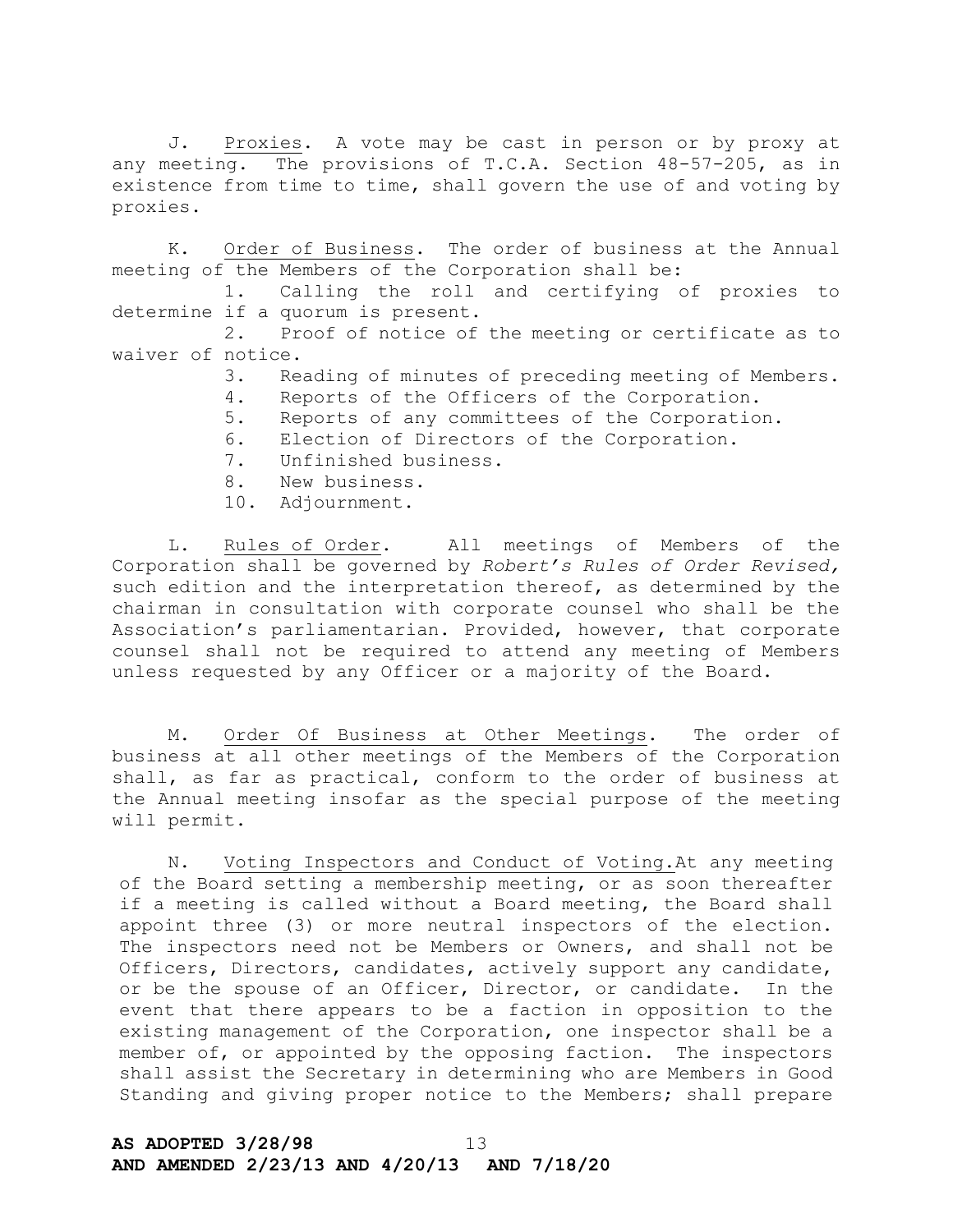J. Proxies. A vote may be cast in person or by proxy at any meeting. The provisions of T.C.A. Section 48-57-205, as in existence from time to time, shall govern the use of and voting by proxies.

K. Order of Business. The order of business at the Annual meeting of the Members of the Corporation shall be:

1. Calling the roll and certifying of proxies to determine if a quorum is present.
2. Proof of notice of the meeting or certificate as to waiver of notice.
3. Reading of minutes of preceding meeting of Members.
4. Reports of the Officers of the Corporation.
5. Reports of any committees of the Corporation.
6. Election of Directors of the Corporation.
7. Unfinished business.
8. New business.
10. Adjournment.

L. Rules of Order. All meetings of Members of the Corporation shall be governed by *Robert's Rules of Order Revised,* such edition and the interpretation thereof, as determined by the chairman in consultation with corporate counsel who shall be the Association's parliamentarian. Provided, however, that corporate counsel shall not be required to attend any meeting of Members unless requested by any Officer or a majority of the Board.

M. Order Of Business at Other Meetings. The order of business at all other meetings of the Members of the Corporation shall, as far as practical, conform to the order of business at the Annual meeting insofar as the special purpose of the meeting will permit.

N. Voting Inspectors and Conduct of Voting. At any meeting of the Board setting a membership meeting, or as soon thereafter if a meeting is called without a Board meeting, the Board shall appoint three (3) or more neutral inspectors of the election. The inspectors need not be Members or Owners, and shall not be Officers, Directors, candidates, actively support any candidate, or be the spouse of an Officer, Director, or candidate. In the event that there appears to be a faction in opposition to the existing management of the Corporation, one inspector shall be a member of, or appointed by the opposing faction. The inspectors shall assist the Secretary in determining who are Members in Good Standing and giving proper notice to the Members; shall prepare

**AS ADOPTED 3/28/98**
**AND AMENDED 2/23/13 AND 4/20/13 AND 7/18/20**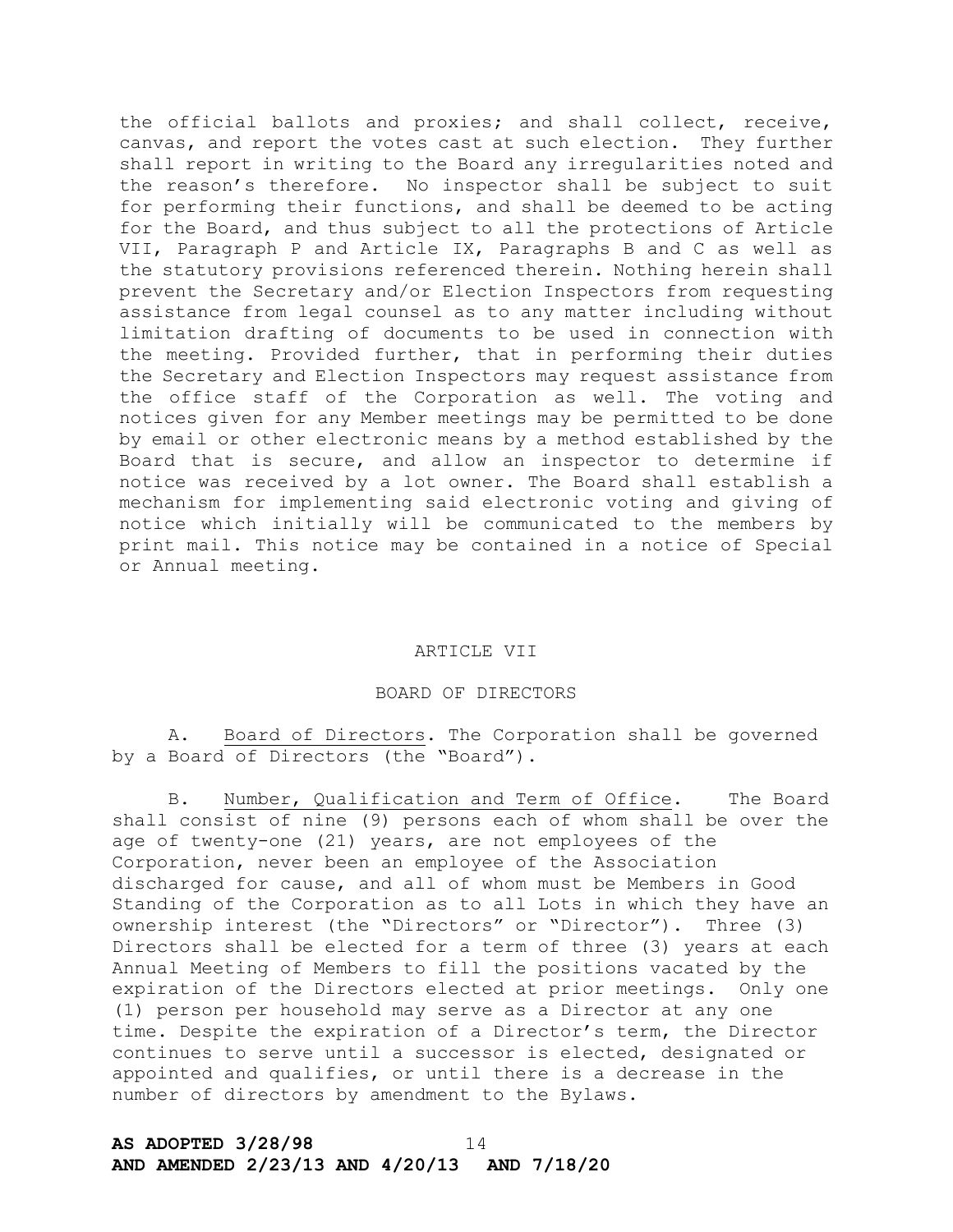the official ballots and proxies; and shall collect, receive, canvas, and report the votes cast at such election. They further shall report in writing to the Board any irregularities noted and the reason's therefore. No inspector shall be subject to suit for performing their functions, and shall be deemed to be acting for the Board, and thus subject to all the protections of Article VII, Paragraph P and Article IX, Paragraphs B and C as well as the statutory provisions referenced therein. Nothing herein shall prevent the Secretary and/or Election Inspectors from requesting assistance from legal counsel as to any matter including without limitation drafting of documents to be used in connection with the meeting. Provided further, that in performing their duties the Secretary and Election Inspectors may request assistance from the office staff of the Corporation as well. The voting and notices given for any Member meetings may be permitted to be done by email or other electronic means by a method established by the Board that is secure, and allow an inspector to determine if notice was received by a lot owner. The Board shall establish a mechanism for implementing said electronic voting and giving of notice which initially will be communicated to the members by print mail. This notice may be contained in a notice of Special or Annual meeting.

## ARTICLE VII

## BOARD OF DIRECTORS

A. Board of Directors. The Corporation shall be governed by a Board of Directors (the "Board").

B. Number, Qualification and Term of Office. The Board shall consist of nine (9) persons each of whom shall be over the age of twenty-one (21) years, are not employees of the Corporation, never been an employee of the Association discharged for cause, and all of whom must be Members in Good Standing of the Corporation as to all Lots in which they have an ownership interest (the "Directors" or "Director"). Three (3) Directors shall be elected for a term of three (3) years at each Annual Meeting of Members to fill the positions vacated by the expiration of the Directors elected at prior meetings. Only one (1) person per household may serve as a Director at any one time. Despite the expiration of a Director's term, the Director continues to serve until a successor is elected, designated or appointed and qualifies, or until there is a decrease in the number of directors by amendment to the Bylaws.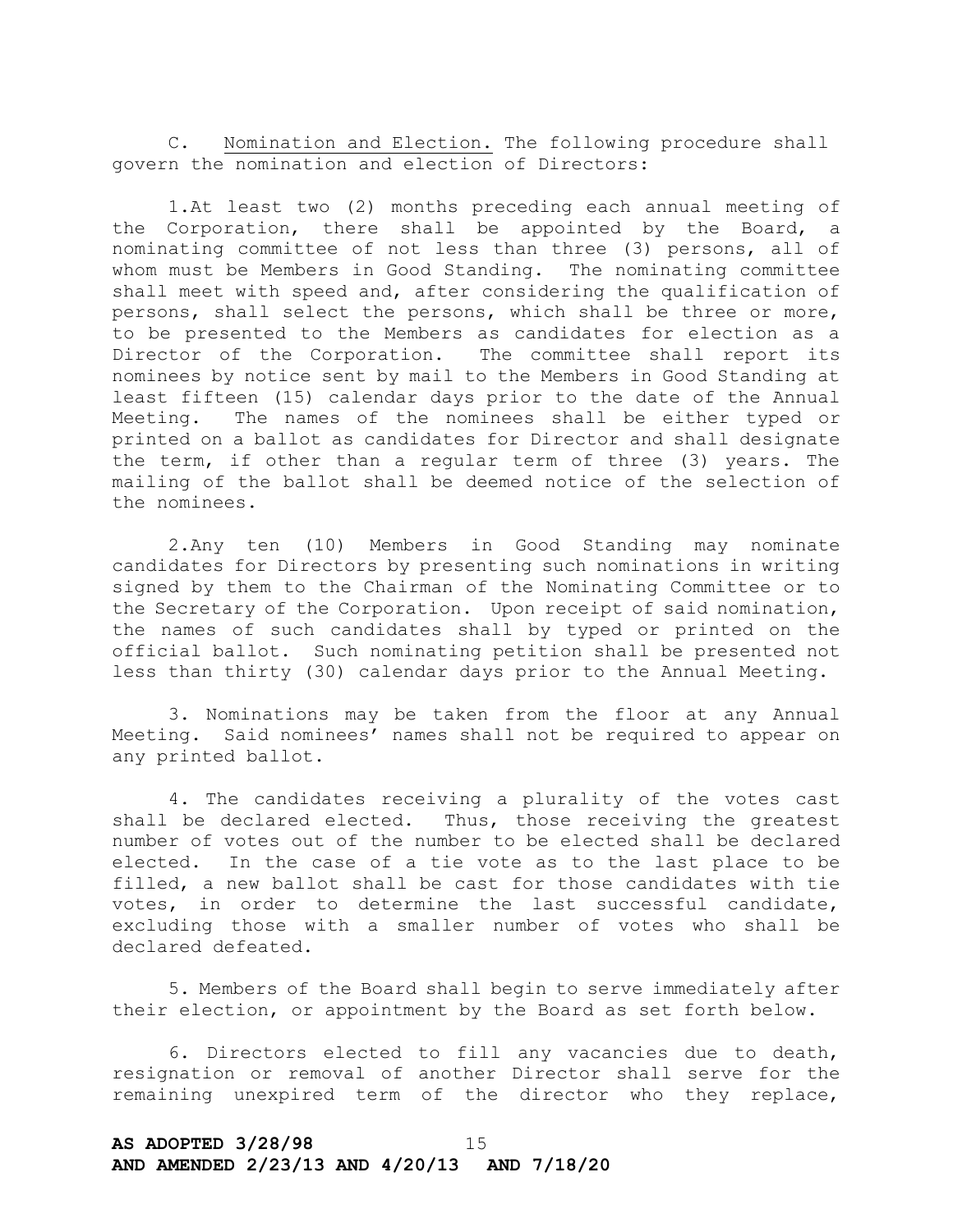C. Nomination and Election. The following procedure shall govern the nomination and election of Directors:

1. At least two (2) months preceding each annual meeting of the Corporation, there shall be appointed by the Board, a nominating committee of not less than three (3) persons, all of whom must be Members in Good Standing. The nominating committee shall meet with speed and, after considering the qualification of persons, shall select the persons, which shall be three or more, to be presented to the Members as candidates for election as a Director of the Corporation. The committee shall report its nominees by notice sent by mail to the Members in Good Standing at least fifteen (15) calendar days prior to the date of the Annual Meeting. The names of the nominees shall be either typed or printed on a ballot as candidates for Director and shall designate the term, if other than a regular term of three (3) years. The mailing of the ballot shall be deemed notice of the selection of the nominees.

2. Any ten (10) Members in Good Standing may nominate candidates for Directors by presenting such nominations in writing signed by them to the Chairman of the Nominating Committee or to the Secretary of the Corporation. Upon receipt of said nomination, the names of such candidates shall by typed or printed on the official ballot. Such nominating petition shall be presented not less than thirty (30) calendar days prior to the Annual Meeting.

3. Nominations may be taken from the floor at any Annual Meeting. Said nominees' names shall not be required to appear on any printed ballot.

4. The candidates receiving a plurality of the votes cast shall be declared elected. Thus, those receiving the greatest number of votes out of the number to be elected shall be declared elected. In the case of a tie vote as to the last place to be filled, a new ballot shall be cast for those candidates with tie votes, in order to determine the last successful candidate, excluding those with a smaller number of votes who shall be declared defeated.

5. Members of the Board shall begin to serve immediately after their election, or appointment by the Board as set forth below.

6. Directors elected to fill any vacancies due to death, resignation or removal of another Director shall serve for the remaining unexpired term of the director who they replace,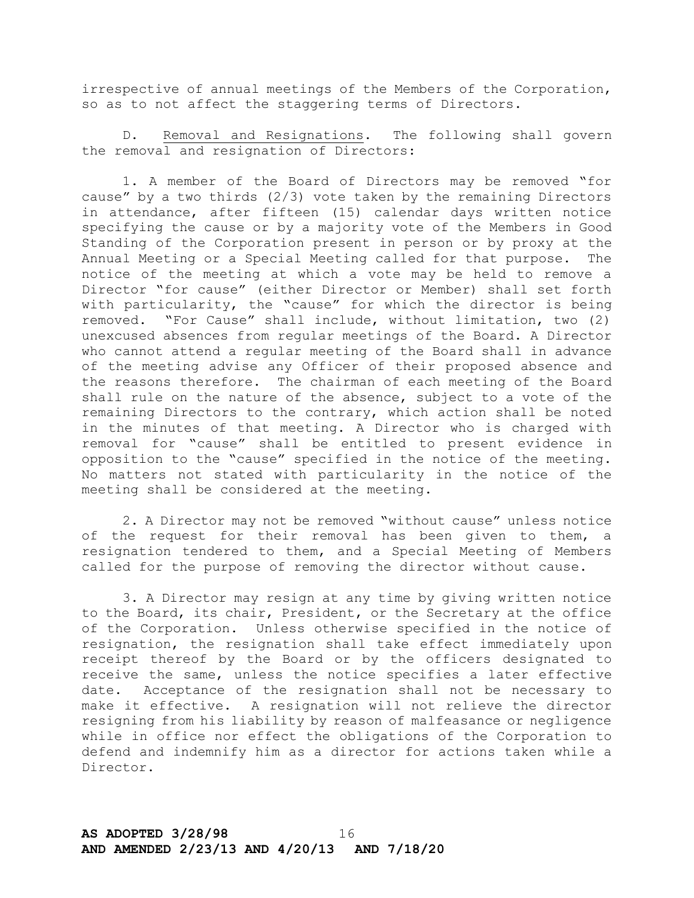irrespective of annual meetings of the Members of the Corporation, so as to not affect the staggering terms of Directors.

D. Removal and Resignations. The following shall govern the removal and resignation of Directors:

1. A member of the Board of Directors may be removed "for cause" by a two thirds (2/3) vote taken by the remaining Directors in attendance, after fifteen (15) calendar days written notice specifying the cause or by a majority vote of the Members in Good Standing of the Corporation present in person or by proxy at the Annual Meeting or a Special Meeting called for that purpose. The notice of the meeting at which a vote may be held to remove a Director "for cause" (either Director or Member) shall set forth with particularity, the "cause" for which the director is being removed. "For Cause" shall include, without limitation, two (2) unexcused absences from regular meetings of the Board. A Director who cannot attend a regular meeting of the Board shall in advance of the meeting advise any Officer of their proposed absence and the reasons therefore. The chairman of each meeting of the Board shall rule on the nature of the absence, subject to a vote of the remaining Directors to the contrary, which action shall be noted in the minutes of that meeting. A Director who is charged with removal for "cause" shall be entitled to present evidence in opposition to the "cause" specified in the notice of the meeting. No matters not stated with particularity in the notice of the meeting shall be considered at the meeting.

2. A Director may not be removed "without cause" unless notice of the request for their removal has been given to them, a resignation tendered to them, and a Special Meeting of Members called for the purpose of removing the director without cause.

3. A Director may resign at any time by giving written notice to the Board, its chair, President, or the Secretary at the office of the Corporation. Unless otherwise specified in the notice of resignation, the resignation shall take effect immediately upon receipt thereof by the Board or by the officers designated to receive the same, unless the notice specifies a later effective date. Acceptance of the resignation shall not be necessary to make it effective. A resignation will not relieve the director resigning from his liability by reason of malfeasance or negligence while in office nor effect the obligations of the Corporation to defend and indemnify him as a director for actions taken while a Director.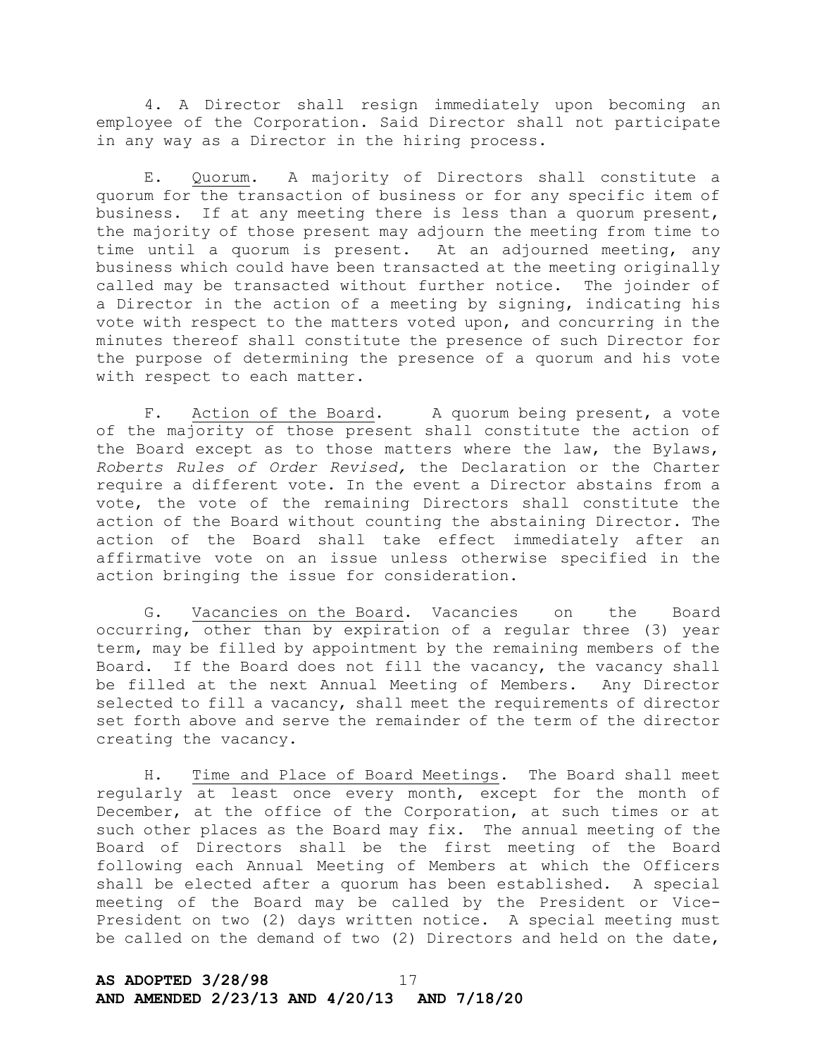4. A Director shall resign immediately upon becoming an employee of the Corporation. Said Director shall not participate in any way as a Director in the hiring process.

E. Quorum. A majority of Directors shall constitute a quorum for the transaction of business or for any specific item of business. If at any meeting there is less than a quorum present, the majority of those present may adjourn the meeting from time to time until a quorum is present. At an adjourned meeting, any business which could have been transacted at the meeting originally called may be transacted without further notice. The joinder of a Director in the action of a meeting by signing, indicating his vote with respect to the matters voted upon, and concurring in the minutes thereof shall constitute the presence of such Director for the purpose of determining the presence of a quorum and his vote with respect to each matter.

F. Action of the Board. A quorum being present, a vote of the majority of those present shall constitute the action of the Board except as to those matters where the law, the Bylaws, *Roberts Rules of Order Revised,* the Declaration or the Charter require a different vote. In the event a Director abstains from a vote, the vote of the remaining Directors shall constitute the action of the Board without counting the abstaining Director. The action of the Board shall take effect immediately after an affirmative vote on an issue unless otherwise specified in the action bringing the issue for consideration.

G. Vacancies on the Board. Vacancies on the Board occurring, other than by expiration of a regular three (3) year term, may be filled by appointment by the remaining members of the Board. If the Board does not fill the vacancy, the vacancy shall be filled at the next Annual Meeting of Members. Any Director selected to fill a vacancy, shall meet the requirements of director set forth above and serve the remainder of the term of the director creating the vacancy.

H. Time and Place of Board Meetings. The Board shall meet regularly at least once every month, except for the month of December, at the office of the Corporation, at such times or at such other places as the Board may fix. The annual meeting of the Board of Directors shall be the first meeting of the Board following each Annual Meeting of Members at which the Officers shall be elected after a quorum has been established. A special meeting of the Board may be called by the President or Vice-President on two (2) days written notice. A special meeting must be called on the demand of two (2) Directors and held on the date,

**AS ADOPTED 3/28/98**
**AND AMENDED 2/23/13 AND 4/20/13 AND 7/18/20**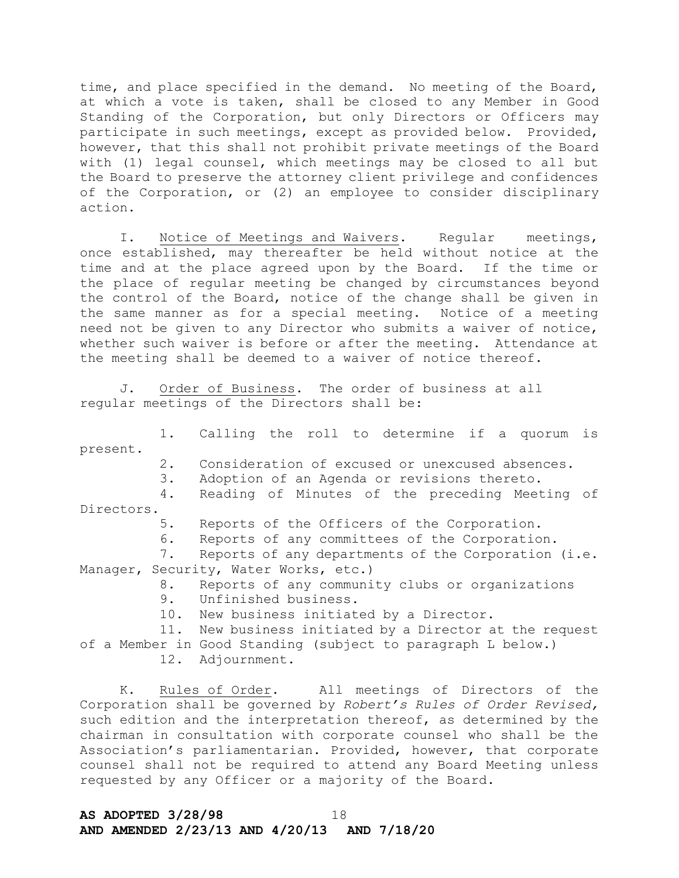time, and place specified in the demand. No meeting of the Board, at which a vote is taken, shall be closed to any Member in Good Standing of the Corporation, but only Directors or Officers may participate in such meetings, except as provided below. Provided, however, that this shall not prohibit private meetings of the Board with (1) legal counsel, which meetings may be closed to all but the Board to preserve the attorney client privilege and confidences of the Corporation, or (2) an employee to consider disciplinary action.

I. Notice of Meetings and Waivers. Regular meetings, once established, may thereafter be held without notice at the time and at the place agreed upon by the Board. If the time or the place of regular meeting be changed by circumstances beyond the control of the Board, notice of the change shall be given in the same manner as for a special meeting. Notice of a meeting need not be given to any Director who submits a waiver of notice, whether such waiver is before or after the meeting. Attendance at the meeting shall be deemed to a waiver of notice thereof.

J. Order of Business. The order of business at all regular meetings of the Directors shall be:

1. Calling the roll to determine if a quorum is present.
2. Consideration of excused or unexcused absences.
3. Adoption of an Agenda or revisions thereto.
4. Reading of Minutes of the preceding Meeting of Directors.
5. Reports of the Officers of the Corporation.
6. Reports of any committees of the Corporation.
7. Reports of any departments of the Corporation (i.e. Manager, Security, Water Works, etc.)
8. Reports of any community clubs or organizations
9. Unfinished business.
10. New business initiated by a Director.
11. New business initiated by a Director at the request of a Member in Good Standing (subject to paragraph L below.)
12. Adjournment.

K. Rules of Order. All meetings of Directors of the Corporation shall be governed by *Robert's Rules of Order Revised,* such edition and the interpretation thereof, as determined by the chairman in consultation with corporate counsel who shall be the Association's parliamentarian. Provided, however, that corporate counsel shall not be required to attend any Board Meeting unless requested by any Officer or a majority of the Board.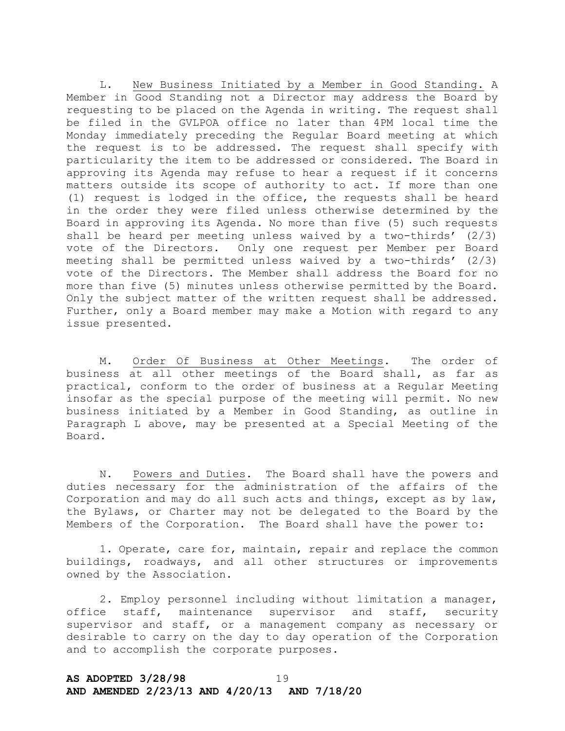L. <u>New Business Initiated by a Member in Good Standing.</u> A Member in Good Standing not a Director may address the Board by requesting to be placed on the Agenda in writing. The request shall be filed in the GVLPOA office no later than 4PM local time the Monday immediately preceding the Regular Board meeting at which the request is to be addressed. The request shall specify with particularity the item to be addressed or considered. The Board in approving its Agenda may refuse to hear a request if it concerns matters outside its scope of authority to act. If more than one (1) request is lodged in the office, the requests shall be heard in the order they were filed unless otherwise determined by the Board in approving its Agenda. No more than five (5) such requests shall be heard per meeting unless waived by a two-thirds' (2/3) vote of the Directors. Only one request per Member per Board meeting shall be permitted unless waived by a two-thirds' (2/3) vote of the Directors. The Member shall address the Board for no more than five (5) minutes unless otherwise permitted by the Board. Only the subject matter of the written request shall be addressed. Further, only a Board member may make a Motion with regard to any issue presented.

M. <u>Order Of Business at Other Meetings</u>. The order of business at all other meetings of the Board shall, as far as practical, conform to the order of business at a Regular Meeting insofar as the special purpose of the meeting will permit. No new business initiated by a Member in Good Standing, as outline in Paragraph L above, may be presented at a Special Meeting of the Board.

N. <u>Powers and Duties</u>. The Board shall have the powers and duties necessary for the administration of the affairs of the Corporation and may do all such acts and things, except as by law, the Bylaws, or Charter may not be delegated to the Board by the Members of the Corporation. The Board shall have the power to:

1. Operate, care for, maintain, repair and replace the common buildings, roadways, and all other structures or improvements owned by the Association.

2. Employ personnel including without limitation a manager, office staff, maintenance supervisor and staff, security supervisor and staff, or a management company as necessary or desirable to carry on the day to day operation of the Corporation and to accomplish the corporate purposes.

**AS ADOPTED 3/28/98**
**AND AMENDED 2/23/13 AND 4/20/13 AND 7/18/20**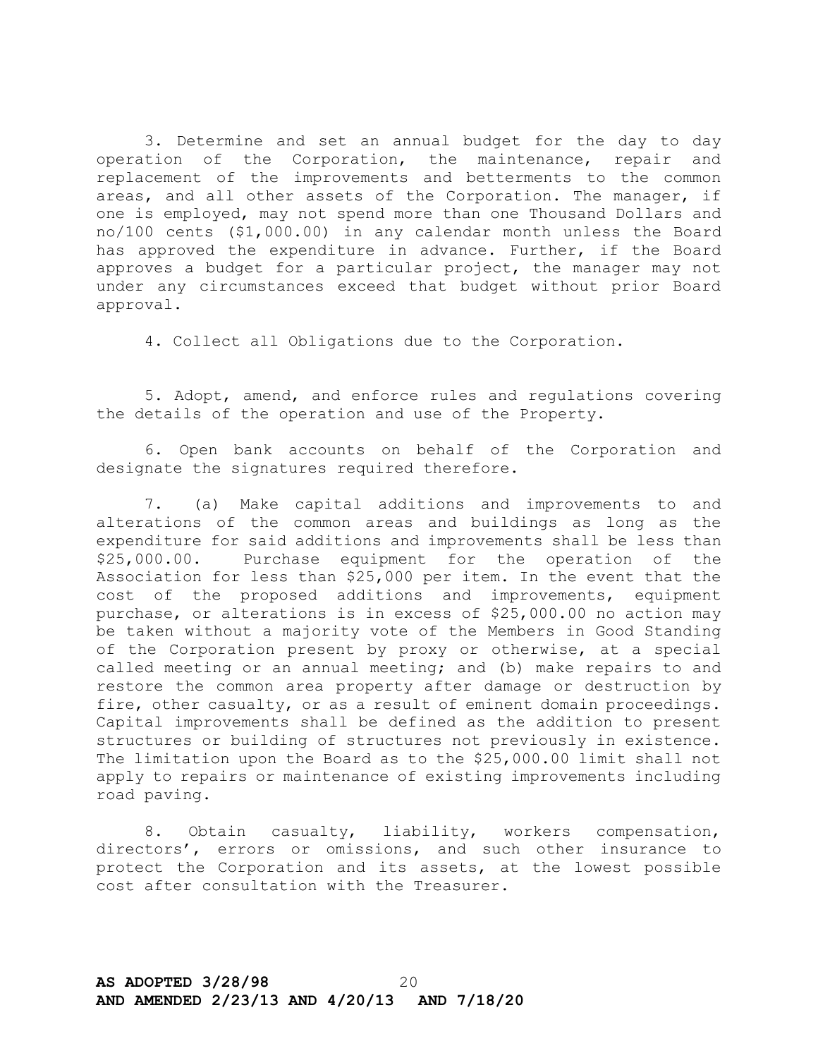3. Determine and set an annual budget for the day to day operation of the Corporation, the maintenance, repair and replacement of the improvements and betterments to the common areas, and all other assets of the Corporation. The manager, if one is employed, may not spend more than one Thousand Dollars and no/100 cents ($1,000.00) in any calendar month unless the Board has approved the expenditure in advance. Further, if the Board approves a budget for a particular project, the manager may not under any circumstances exceed that budget without prior Board approval.

4. Collect all Obligations due to the Corporation.

5. Adopt, amend, and enforce rules and regulations covering the details of the operation and use of the Property.

6. Open bank accounts on behalf of the Corporation and designate the signatures required therefore.

7. (a) Make capital additions and improvements to and alterations of the common areas and buildings as long as the expenditure for said additions and improvements shall be less than $25,000.00. Purchase equipment for the operation of the Association for less than $25,000 per item. In the event that the cost of the proposed additions and improvements, equipment purchase, or alterations is in excess of $25,000.00 no action may be taken without a majority vote of the Members in Good Standing of the Corporation present by proxy or otherwise, at a special called meeting or an annual meeting; and (b) make repairs to and restore the common area property after damage or destruction by fire, other casualty, or as a result of eminent domain proceedings. Capital improvements shall be defined as the addition to present structures or building of structures not previously in existence. The limitation upon the Board as to the $25,000.00 limit shall not apply to repairs or maintenance of existing improvements including road paving.

8. Obtain casualty, liability, workers compensation, directors', errors or omissions, and such other insurance to protect the Corporation and its assets, at the lowest possible cost after consultation with the Treasurer.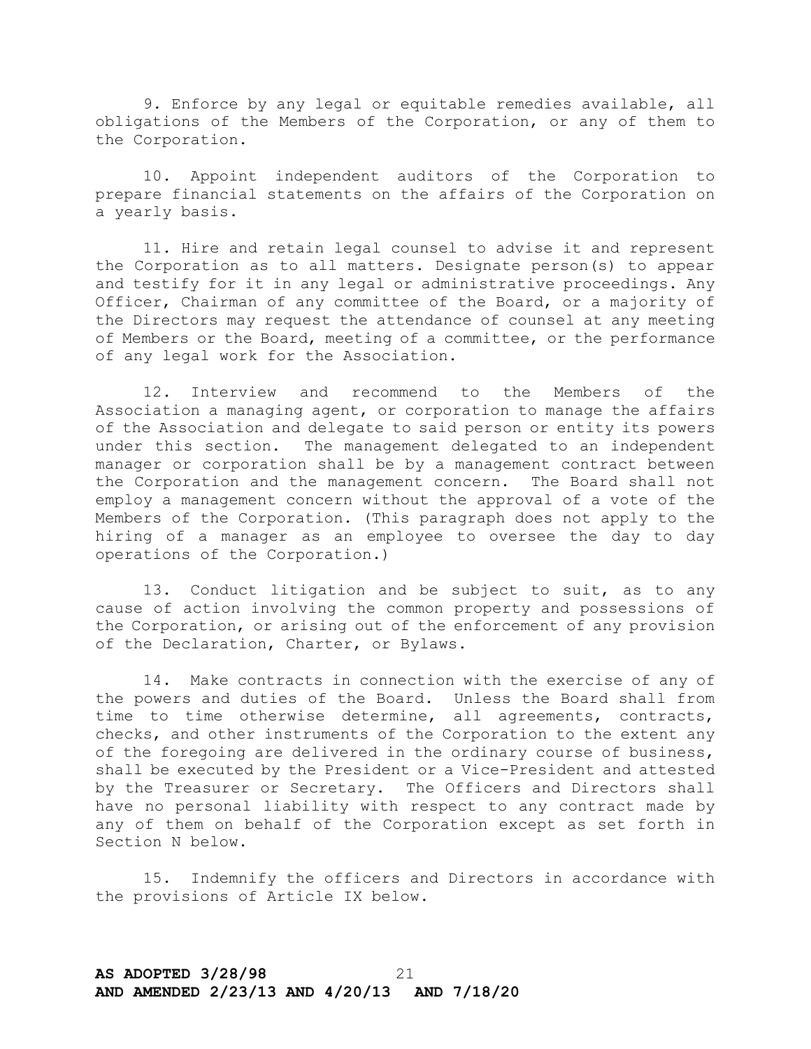9. Enforce by any legal or equitable remedies available, all obligations of the Members of the Corporation, or any of them to the Corporation.

10. Appoint independent auditors of the Corporation to prepare financial statements on the affairs of the Corporation on a yearly basis.

11. Hire and retain legal counsel to advise it and represent the Corporation as to all matters. Designate person(s) to appear and testify for it in any legal or administrative proceedings. Any Officer, Chairman of any committee of the Board, or a majority of the Directors may request the attendance of counsel at any meeting of Members or the Board, meeting of a committee, or the performance of any legal work for the Association.

12. Interview and recommend to the Members of the Association a managing agent, or corporation to manage the affairs of the Association and delegate to said person or entity its powers under this section. The management delegated to an independent manager or corporation shall be by a management contract between the Corporation and the management concern. The Board shall not employ a management concern without the approval of a vote of the Members of the Corporation. (This paragraph does not apply to the hiring of a manager as an employee to oversee the day to day operations of the Corporation.)

13. Conduct litigation and be subject to suit, as to any cause of action involving the common property and possessions of the Corporation, or arising out of the enforcement of any provision of the Declaration, Charter, or Bylaws.

14. Make contracts in connection with the exercise of any of the powers and duties of the Board. Unless the Board shall from time to time otherwise determine, all agreements, contracts, checks, and other instruments of the Corporation to the extent any of the foregoing are delivered in the ordinary course of business, shall be executed by the President or a Vice-President and attested by the Treasurer or Secretary. The Officers and Directors shall have no personal liability with respect to any contract made by any of them on behalf of the Corporation except as set forth in Section N below.

15. Indemnify the officers and Directors in accordance with the provisions of Article IX below.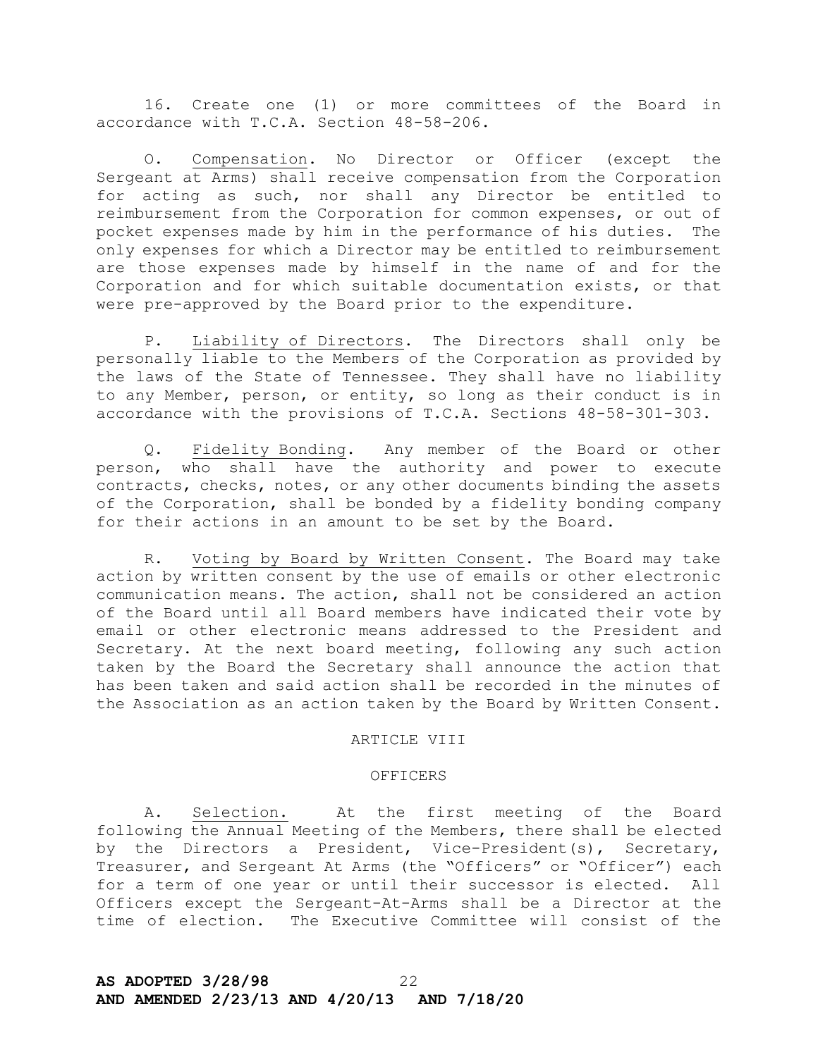16. Create one (1) or more committees of the Board in accordance with T.C.A. Section 48-58-206.

O. Compensation. No Director or Officer (except the Sergeant at Arms) shall receive compensation from the Corporation for acting as such, nor shall any Director be entitled to reimbursement from the Corporation for common expenses, or out of pocket expenses made by him in the performance of his duties. The only expenses for which a Director may be entitled to reimbursement are those expenses made by himself in the name of and for the Corporation and for which suitable documentation exists, or that were pre-approved by the Board prior to the expenditure.

P. Liability of Directors. The Directors shall only be personally liable to the Members of the Corporation as provided by the laws of the State of Tennessee. They shall have no liability to any Member, person, or entity, so long as their conduct is in accordance with the provisions of T.C.A. Sections 48-58-301-303.

Q. Fidelity Bonding. Any member of the Board or other person, who shall have the authority and power to execute contracts, checks, notes, or any other documents binding the assets of the Corporation, shall be bonded by a fidelity bonding company for their actions in an amount to be set by the Board.

R. Voting by Board by Written Consent. The Board may take action by written consent by the use of emails or other electronic communication means. The action, shall not be considered an action of the Board until all Board members have indicated their vote by email or other electronic means addressed to the President and Secretary. At the next board meeting, following any such action taken by the Board the Secretary shall announce the action that has been taken and said action shall be recorded in the minutes of the Association as an action taken by the Board by Written Consent.

## ARTICLE VIII

## OFFICERS

A. Selection. At the first meeting of the Board following the Annual Meeting of the Members, there shall be elected by the Directors a President, Vice-President(s), Secretary, Treasurer, and Sergeant At Arms (the "Officers" or "Officer") each for a term of one year or until their successor is elected. All Officers except the Sergeant-At-Arms shall be a Director at the time of election. The Executive Committee will consist of the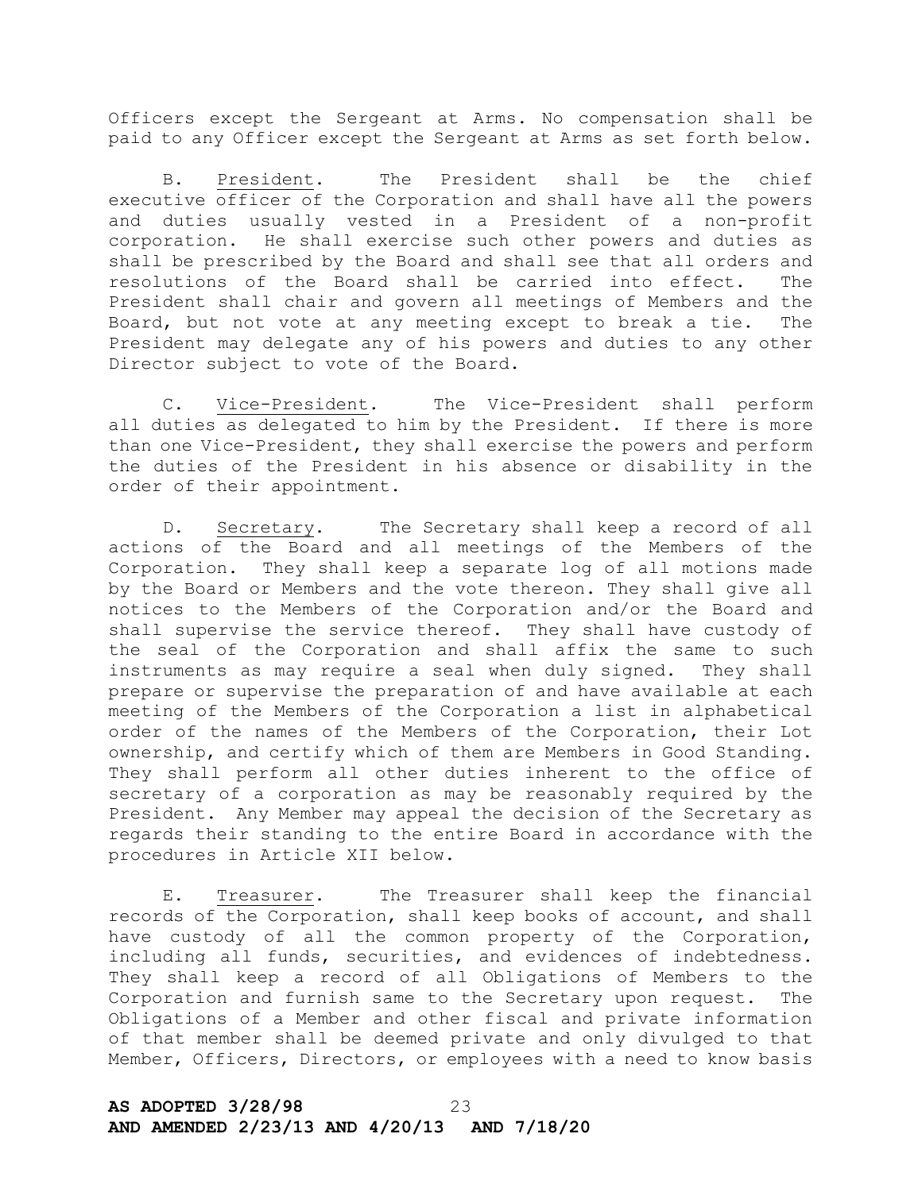Officers except the Sergeant at Arms. No compensation shall be paid to any Officer except the Sergeant at Arms as set forth below.

B. President. The President shall be the chief executive officer of the Corporation and shall have all the powers and duties usually vested in a President of a non-profit corporation. He shall exercise such other powers and duties as shall be prescribed by the Board and shall see that all orders and resolutions of the Board shall be carried into effect. The President shall chair and govern all meetings of Members and the Board, but not vote at any meeting except to break a tie. The President may delegate any of his powers and duties to any other Director subject to vote of the Board.

C. Vice-President. The Vice-President shall perform all duties as delegated to him by the President. If there is more than one Vice-President, they shall exercise the powers and perform the duties of the President in his absence or disability in the order of their appointment.

D. Secretary. The Secretary shall keep a record of all actions of the Board and all meetings of the Members of the Corporation. They shall keep a separate log of all motions made by the Board or Members and the vote thereon. They shall give all notices to the Members of the Corporation and/or the Board and shall supervise the service thereof. They shall have custody of the seal of the Corporation and shall affix the same to such instruments as may require a seal when duly signed. They shall prepare or supervise the preparation of and have available at each meeting of the Members of the Corporation a list in alphabetical order of the names of the Members of the Corporation, their Lot ownership, and certify which of them are Members in Good Standing. They shall perform all other duties inherent to the office of secretary of a corporation as may be reasonably required by the President. Any Member may appeal the decision of the Secretary as regards their standing to the entire Board in accordance with the procedures in Article XII below.

E. Treasurer. The Treasurer shall keep the financial records of the Corporation, shall keep books of account, and shall have custody of all the common property of the Corporation, including all funds, securities, and evidences of indebtedness. They shall keep a record of all Obligations of Members to the Corporation and furnish same to the Secretary upon request. The Obligations of a Member and other fiscal and private information of that member shall be deemed private and only divulged to that Member, Officers, Directors, or employees with a need to know basis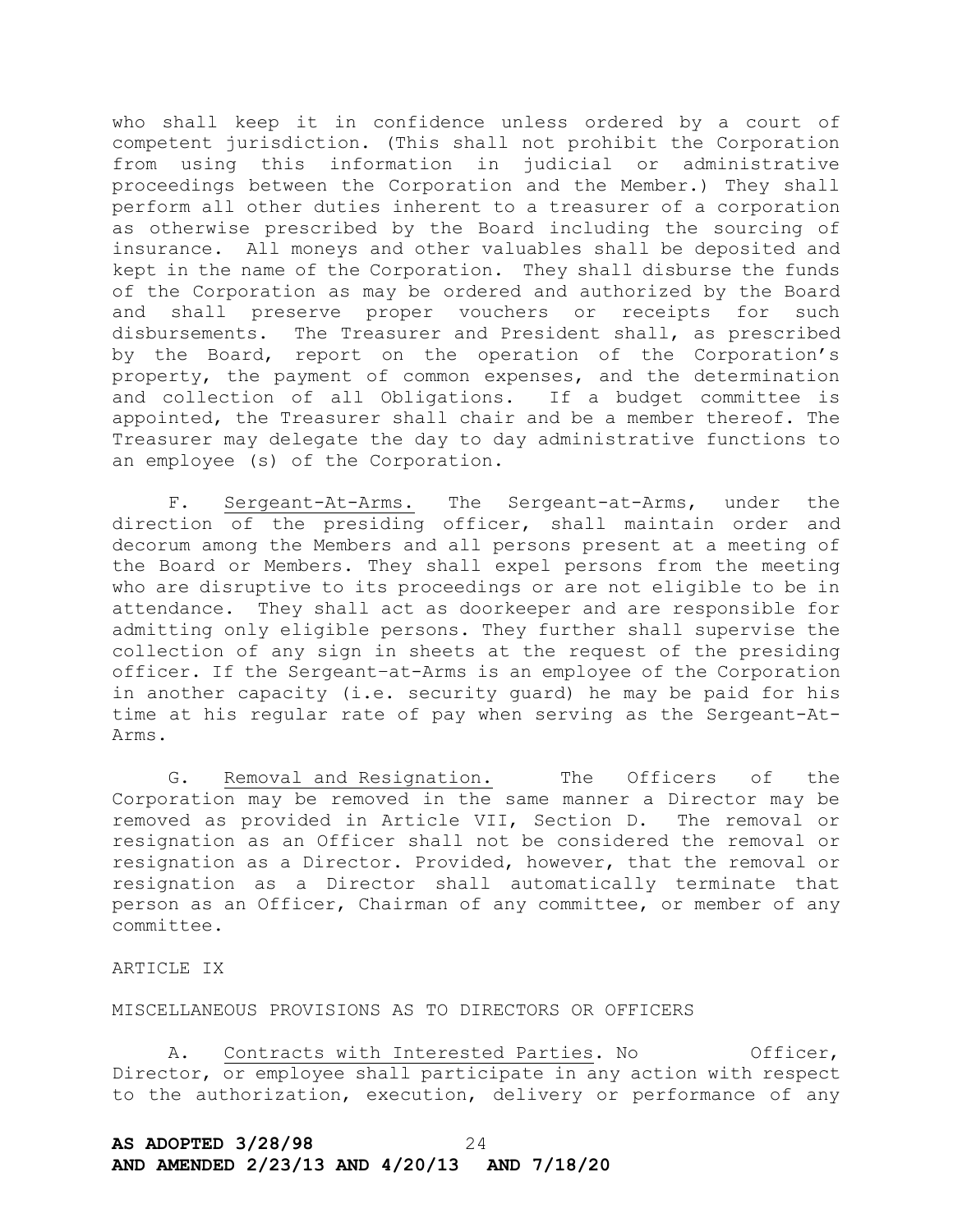who shall keep it in confidence unless ordered by a court of competent jurisdiction. (This shall not prohibit the Corporation from using this information in judicial or administrative proceedings between the Corporation and the Member.) They shall perform all other duties inherent to a treasurer of a corporation as otherwise prescribed by the Board including the sourcing of insurance. All moneys and other valuables shall be deposited and kept in the name of the Corporation. They shall disburse the funds of the Corporation as may be ordered and authorized by the Board and shall preserve proper vouchers or receipts for such disbursements. The Treasurer and President shall, as prescribed by the Board, report on the operation of the Corporation's property, the payment of common expenses, and the determination and collection of all Obligations. If a budget committee is appointed, the Treasurer shall chair and be a member thereof. The Treasurer may delegate the day to day administrative functions to an employee (s) of the Corporation.

F. Sergeant-At-Arms. The Sergeant-at-Arms, under the direction of the presiding officer, shall maintain order and decorum among the Members and all persons present at a meeting of the Board or Members. They shall expel persons from the meeting who are disruptive to its proceedings or are not eligible to be in attendance. They shall act as doorkeeper and are responsible for admitting only eligible persons. They further shall supervise the collection of any sign in sheets at the request of the presiding officer. If the Sergeant-at-Arms is an employee of the Corporation in another capacity (i.e. security guard) he may be paid for his time at his regular rate of pay when serving as the Sergeant-At-Arms.

G. Removal and Resignation. The Officers of the Corporation may be removed in the same manner a Director may be removed as provided in Article VII, Section D. The removal or resignation as an Officer shall not be considered the removal or resignation as a Director. Provided, however, that the removal or resignation as a Director shall automatically terminate that person as an Officer, Chairman of any committee, or member of any committee.

ARTICLE IX

MISCELLANEOUS PROVISIONS AS TO DIRECTORS OR OFFICERS

A. Contracts with Interested Parties. No Officer, Director, or employee shall participate in any action with respect to the authorization, execution, delivery or performance of any

**AS ADOPTED 3/28/98**
**AND AMENDED 2/23/13 AND 4/20/13 AND 7/18/20**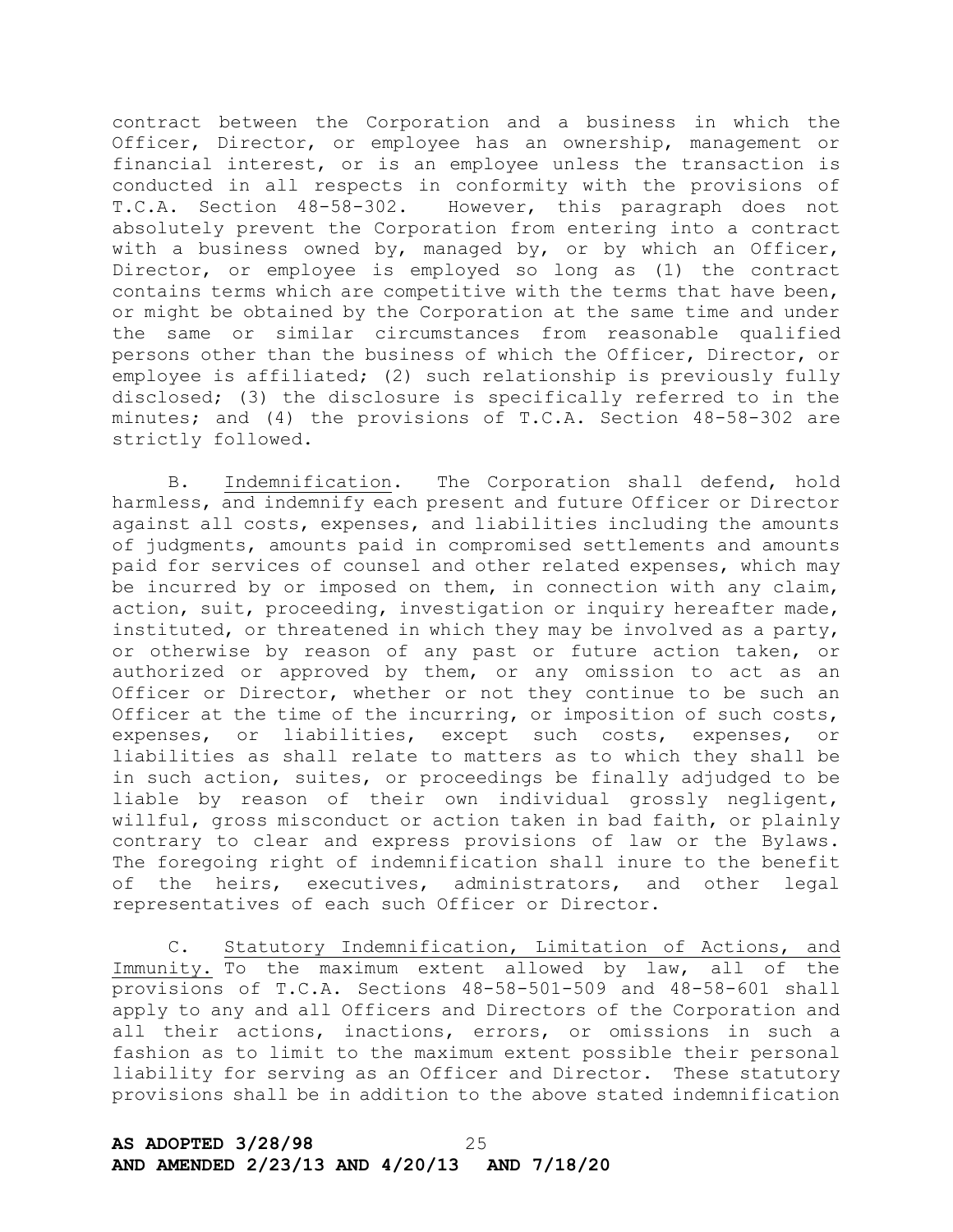contract between the Corporation and a business in which the Officer, Director, or employee has an ownership, management or financial interest, or is an employee unless the transaction is conducted in all respects in conformity with the provisions of T.C.A. Section 48-58-302. However, this paragraph does not absolutely prevent the Corporation from entering into a contract with a business owned by, managed by, or by which an Officer, Director, or employee is employed so long as (1) the contract contains terms which are competitive with the terms that have been, or might be obtained by the Corporation at the same time and under the same or similar circumstances from reasonable qualified persons other than the business of which the Officer, Director, or employee is affiliated; (2) such relationship is previously fully disclosed; (3) the disclosure is specifically referred to in the minutes; and (4) the provisions of T.C.A. Section 48-58-302 are strictly followed.

B. Indemnification. The Corporation shall defend, hold harmless, and indemnify each present and future Officer or Director against all costs, expenses, and liabilities including the amounts of judgments, amounts paid in compromised settlements and amounts paid for services of counsel and other related expenses, which may be incurred by or imposed on them, in connection with any claim, action, suit, proceeding, investigation or inquiry hereafter made, instituted, or threatened in which they may be involved as a party, or otherwise by reason of any past or future action taken, or authorized or approved by them, or any omission to act as an Officer or Director, whether or not they continue to be such an Officer at the time of the incurring, or imposition of such costs, expenses, or liabilities, except such costs, expenses, or liabilities as shall relate to matters as to which they shall be in such action, suites, or proceedings be finally adjudged to be liable by reason of their own individual grossly negligent, willful, gross misconduct or action taken in bad faith, or plainly contrary to clear and express provisions of law or the Bylaws. The foregoing right of indemnification shall inure to the benefit of the heirs, executives, administrators, and other legal representatives of each such Officer or Director.

C. Statutory Indemnification, Limitation of Actions, and Immunity. To the maximum extent allowed by law, all of the provisions of T.C.A. Sections 48-58-501-509 and 48-58-601 shall apply to any and all Officers and Directors of the Corporation and all their actions, inactions, errors, or omissions in such a fashion as to limit to the maximum extent possible their personal liability for serving as an Officer and Director. These statutory provisions shall be in addition to the above stated indemnification

**AS ADOPTED 3/28/98**
**AND AMENDED 2/23/13 AND 4/20/13 AND 7/18/20**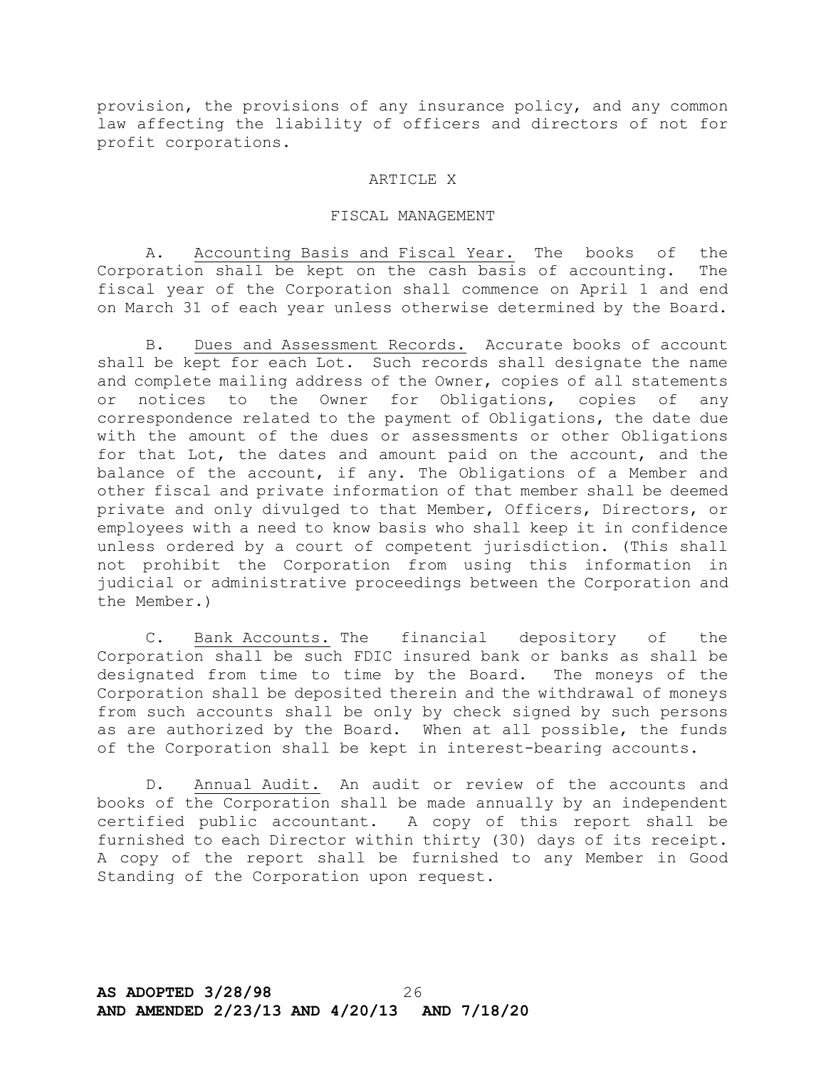provision, the provisions of any insurance policy, and any common law affecting the liability of officers and directors of not for profit corporations.

## ARTICLE X

## FISCAL MANAGEMENT

A. Accounting Basis and Fiscal Year. The books of the Corporation shall be kept on the cash basis of accounting. The fiscal year of the Corporation shall commence on April 1 and end on March 31 of each year unless otherwise determined by the Board.

B. Dues and Assessment Records. Accurate books of account shall be kept for each Lot. Such records shall designate the name and complete mailing address of the Owner, copies of all statements or notices to the Owner for Obligations, copies of any correspondence related to the payment of Obligations, the date due with the amount of the dues or assessments or other Obligations for that Lot, the dates and amount paid on the account, and the balance of the account, if any. The Obligations of a Member and other fiscal and private information of that member shall be deemed private and only divulged to that Member, Officers, Directors, or employees with a need to know basis who shall keep it in confidence unless ordered by a court of competent jurisdiction. (This shall not prohibit the Corporation from using this information in judicial or administrative proceedings between the Corporation and the Member.)

C. Bank Accounts. The financial depository of the Corporation shall be such FDIC insured bank or banks as shall be designated from time to time by the Board. The moneys of the Corporation shall be deposited therein and the withdrawal of moneys from such accounts shall be only by check signed by such persons as are authorized by the Board. When at all possible, the funds of the Corporation shall be kept in interest-bearing accounts.

D. Annual Audit. An audit or review of the accounts and books of the Corporation shall be made annually by an independent certified public accountant. A copy of this report shall be furnished to each Director within thirty (30) days of its receipt. A copy of the report shall be furnished to any Member in Good Standing of the Corporation upon request.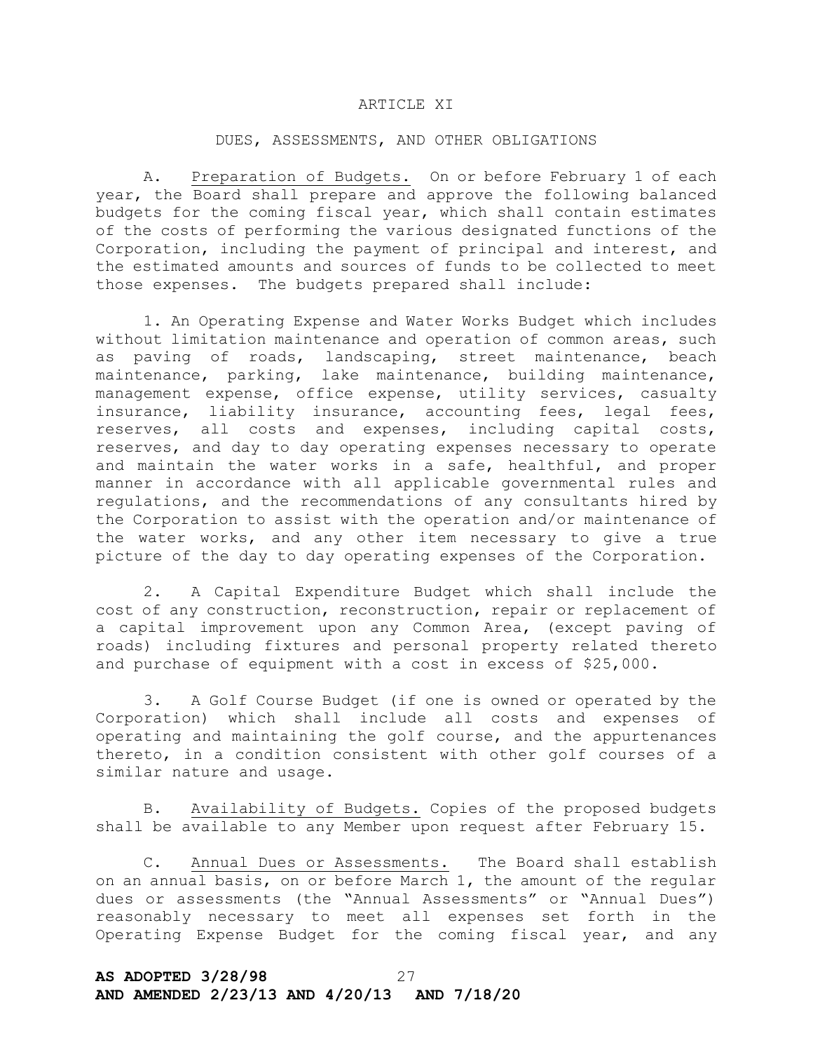## ARTICLE XI

## DUES, ASSESSMENTS, AND OTHER OBLIGATIONS

A. Preparation of Budgets. On or before February 1 of each year, the Board shall prepare and approve the following balanced budgets for the coming fiscal year, which shall contain estimates of the costs of performing the various designated functions of the Corporation, including the payment of principal and interest, and the estimated amounts and sources of funds to be collected to meet those expenses. The budgets prepared shall include:

1. An Operating Expense and Water Works Budget which includes without limitation maintenance and operation of common areas, such as paving of roads, landscaping, street maintenance, beach maintenance, parking, lake maintenance, building maintenance, management expense, office expense, utility services, casualty insurance, liability insurance, accounting fees, legal fees, reserves, all costs and expenses, including capital costs, reserves, and day to day operating expenses necessary to operate and maintain the water works in a safe, healthful, and proper manner in accordance with all applicable governmental rules and regulations, and the recommendations of any consultants hired by the Corporation to assist with the operation and/or maintenance of the water works, and any other item necessary to give a true picture of the day to day operating expenses of the Corporation.

2. A Capital Expenditure Budget which shall include the cost of any construction, reconstruction, repair or replacement of a capital improvement upon any Common Area, (except paving of roads) including fixtures and personal property related thereto and purchase of equipment with a cost in excess of $25,000.

3. A Golf Course Budget (if one is owned or operated by the Corporation) which shall include all costs and expenses of operating and maintaining the golf course, and the appurtenances thereto, in a condition consistent with other golf courses of a similar nature and usage.

B. Availability of Budgets. Copies of the proposed budgets shall be available to any Member upon request after February 15.

C. Annual Dues or Assessments. The Board shall establish on an annual basis, on or before March 1, the amount of the regular dues or assessments (the "Annual Assessments" or "Annual Dues") reasonably necessary to meet all expenses set forth in the Operating Expense Budget for the coming fiscal year, and any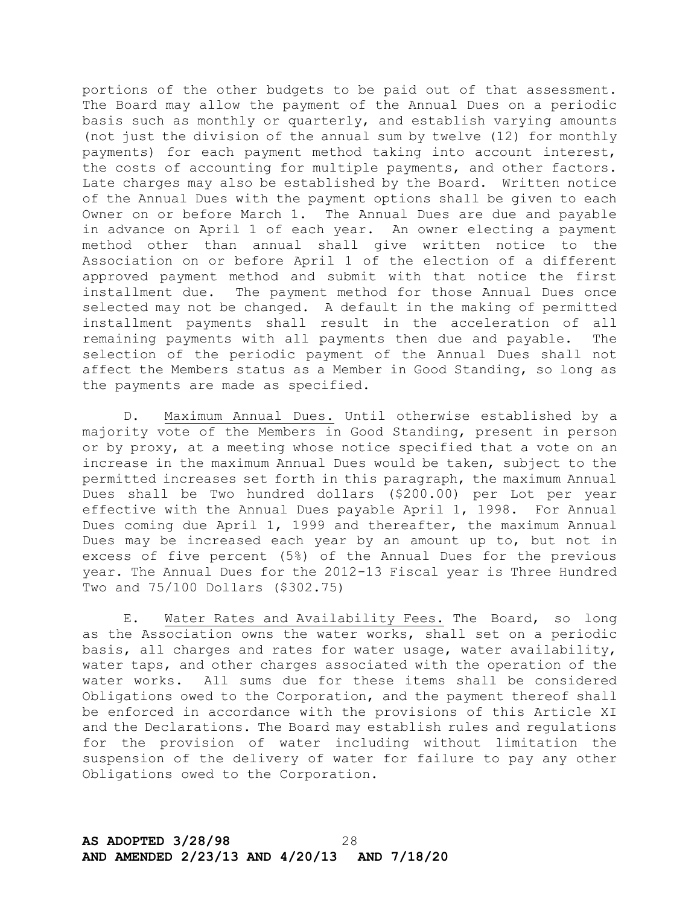portions of the other budgets to be paid out of that assessment. The Board may allow the payment of the Annual Dues on a periodic basis such as monthly or quarterly, and establish varying amounts (not just the division of the annual sum by twelve (12) for monthly payments) for each payment method taking into account interest, the costs of accounting for multiple payments, and other factors. Late charges may also be established by the Board. Written notice of the Annual Dues with the payment options shall be given to each Owner on or before March 1. The Annual Dues are due and payable in advance on April 1 of each year. An owner electing a payment method other than annual shall give written notice to the Association on or before April 1 of the election of a different approved payment method and submit with that notice the first installment due. The payment method for those Annual Dues once selected may not be changed. A default in the making of permitted installment payments shall result in the acceleration of all remaining payments with all payments then due and payable. The selection of the periodic payment of the Annual Dues shall not affect the Members status as a Member in Good Standing, so long as the payments are made as specified.

D. Maximum Annual Dues. Until otherwise established by a majority vote of the Members in Good Standing, present in person or by proxy, at a meeting whose notice specified that a vote on an increase in the maximum Annual Dues would be taken, subject to the permitted increases set forth in this paragraph, the maximum Annual Dues shall be Two hundred dollars ($200.00) per Lot per year effective with the Annual Dues payable April 1, 1998. For Annual Dues coming due April 1, 1999 and thereafter, the maximum Annual Dues may be increased each year by an amount up to, but not in excess of five percent (5%) of the Annual Dues for the previous year. The Annual Dues for the 2012-13 Fiscal year is Three Hundred Two and 75/100 Dollars ($302.75)

E. Water Rates and Availability Fees. The Board, so long as the Association owns the water works, shall set on a periodic basis, all charges and rates for water usage, water availability, water taps, and other charges associated with the operation of the water works. All sums due for these items shall be considered Obligations owed to the Corporation, and the payment thereof shall be enforced in accordance with the provisions of this Article XI and the Declarations. The Board may establish rules and regulations for the provision of water including without limitation the suspension of the delivery of water for failure to pay any other Obligations owed to the Corporation.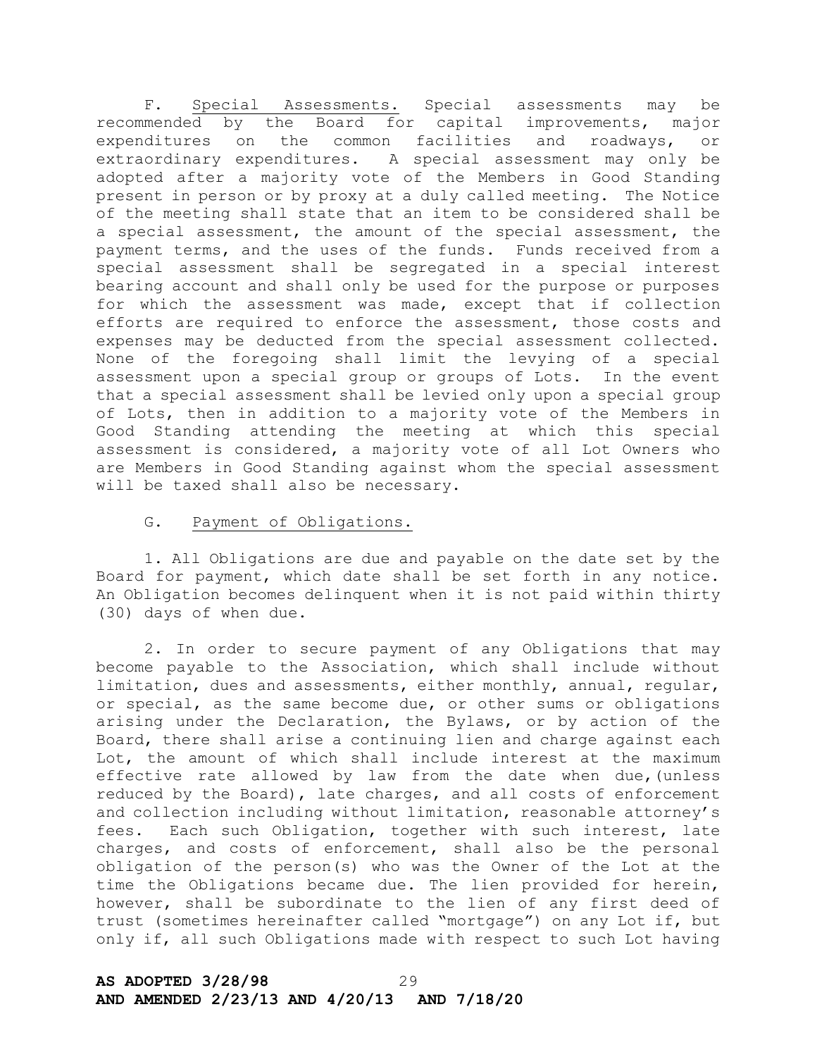F. Special Assessments. Special assessments may be recommended by the Board for capital improvements, major expenditures on the common facilities and roadways, or extraordinary expenditures. A special assessment may only be adopted after a majority vote of the Members in Good Standing present in person or by proxy at a duly called meeting. The Notice of the meeting shall state that an item to be considered shall be a special assessment, the amount of the special assessment, the payment terms, and the uses of the funds. Funds received from a special assessment shall be segregated in a special interest bearing account and shall only be used for the purpose or purposes for which the assessment was made, except that if collection efforts are required to enforce the assessment, those costs and expenses may be deducted from the special assessment collected. None of the foregoing shall limit the levying of a special assessment upon a special group or groups of Lots. In the event that a special assessment shall be levied only upon a special group of Lots, then in addition to a majority vote of the Members in Good Standing attending the meeting at which this special assessment is considered, a majority vote of all Lot Owners who are Members in Good Standing against whom the special assessment will be taxed shall also be necessary.

G. Payment of Obligations.

1. All Obligations are due and payable on the date set by the Board for payment, which date shall be set forth in any notice. An Obligation becomes delinquent when it is not paid within thirty (30) days of when due.

2. In order to secure payment of any Obligations that may become payable to the Association, which shall include without limitation, dues and assessments, either monthly, annual, regular, or special, as the same become due, or other sums or obligations arising under the Declaration, the Bylaws, or by action of the Board, there shall arise a continuing lien and charge against each Lot, the amount of which shall include interest at the maximum effective rate allowed by law from the date when due,(unless reduced by the Board), late charges, and all costs of enforcement and collection including without limitation, reasonable attorney's fees. Each such Obligation, together with such interest, late charges, and costs of enforcement, shall also be the personal obligation of the person(s) who was the Owner of the Lot at the time the Obligations became due. The lien provided for herein, however, shall be subordinate to the lien of any first deed of trust (sometimes hereinafter called "mortgage") on any Lot if, but only if, all such Obligations made with respect to such Lot having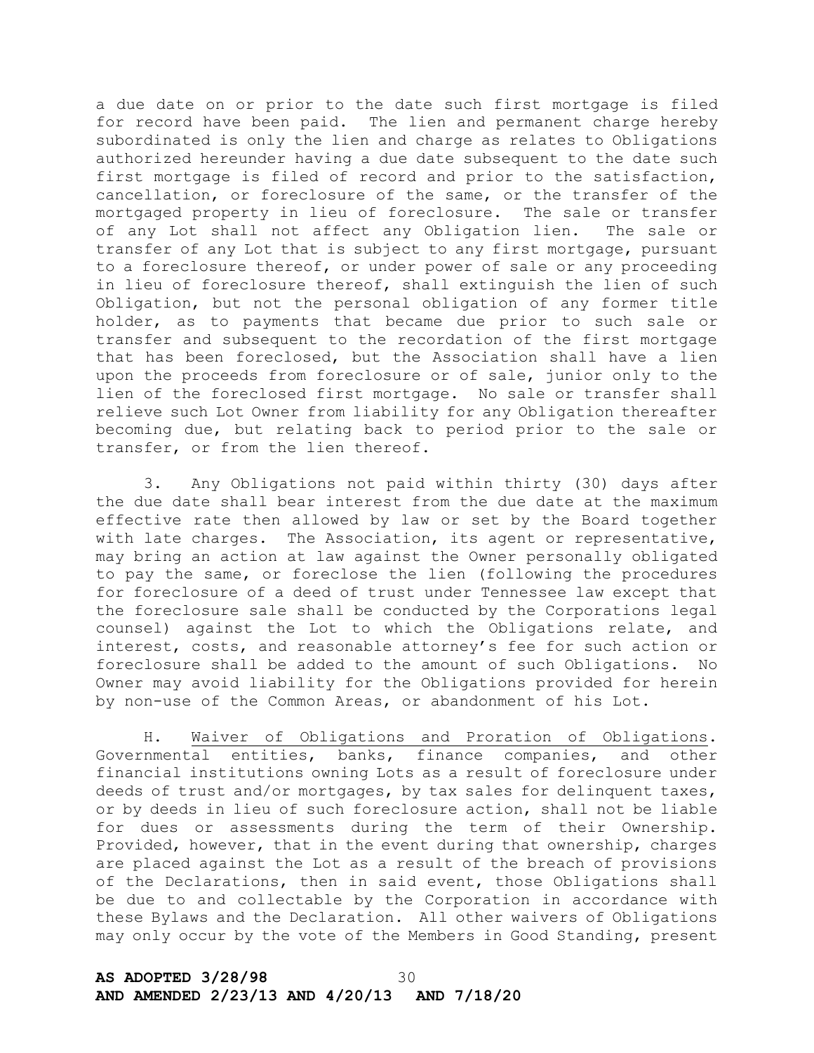a due date on or prior to the date such first mortgage is filed for record have been paid. The lien and permanent charge hereby subordinated is only the lien and charge as relates to Obligations authorized hereunder having a due date subsequent to the date such first mortgage is filed of record and prior to the satisfaction, cancellation, or foreclosure of the same, or the transfer of the mortgaged property in lieu of foreclosure. The sale or transfer of any Lot shall not affect any Obligation lien. The sale or transfer of any Lot that is subject to any first mortgage, pursuant to a foreclosure thereof, or under power of sale or any proceeding in lieu of foreclosure thereof, shall extinguish the lien of such Obligation, but not the personal obligation of any former title holder, as to payments that became due prior to such sale or transfer and subsequent to the recordation of the first mortgage that has been foreclosed, but the Association shall have a lien upon the proceeds from foreclosure or of sale, junior only to the lien of the foreclosed first mortgage. No sale or transfer shall relieve such Lot Owner from liability for any Obligation thereafter becoming due, but relating back to period prior to the sale or transfer, or from the lien thereof.

3. Any Obligations not paid within thirty (30) days after the due date shall bear interest from the due date at the maximum effective rate then allowed by law or set by the Board together with late charges. The Association, its agent or representative, may bring an action at law against the Owner personally obligated to pay the same, or foreclose the lien (following the procedures for foreclosure of a deed of trust under Tennessee law except that the foreclosure sale shall be conducted by the Corporations legal counsel) against the Lot to which the Obligations relate, and interest, costs, and reasonable attorney's fee for such action or foreclosure shall be added to the amount of such Obligations. No Owner may avoid liability for the Obligations provided for herein by non-use of the Common Areas, or abandonment of his Lot.

H. <u>Waiver of Obligations and Proration of Obligations</u>. Governmental entities, banks, finance companies, and other financial institutions owning Lots as a result of foreclosure under deeds of trust and/or mortgages, by tax sales for delinquent taxes, or by deeds in lieu of such foreclosure action, shall not be liable for dues or assessments during the term of their Ownership. Provided, however, that in the event during that ownership, charges are placed against the Lot as a result of the breach of provisions of the Declarations, then in said event, those Obligations shall be due to and collectable by the Corporation in accordance with these Bylaws and the Declaration. All other waivers of Obligations may only occur by the vote of the Members in Good Standing, present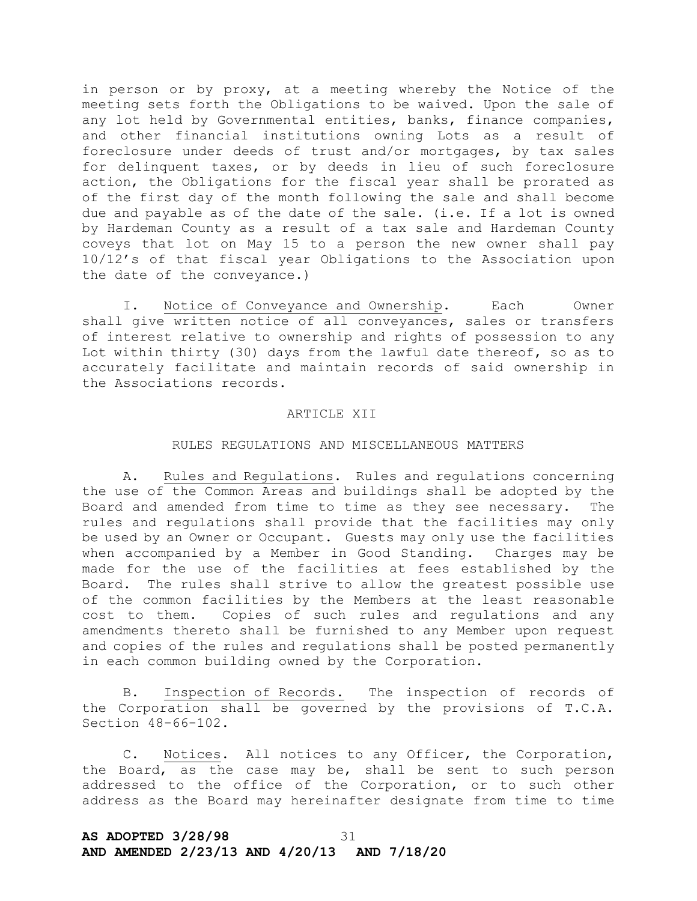in person or by proxy, at a meeting whereby the Notice of the meeting sets forth the Obligations to be waived. Upon the sale of any lot held by Governmental entities, banks, finance companies, and other financial institutions owning Lots as a result of foreclosure under deeds of trust and/or mortgages, by tax sales for delinquent taxes, or by deeds in lieu of such foreclosure action, the Obligations for the fiscal year shall be prorated as of the first day of the month following the sale and shall become due and payable as of the date of the sale. (i.e. If a lot is owned by Hardeman County as a result of a tax sale and Hardeman County coveys that lot on May 15 to a person the new owner shall pay 10/12's of that fiscal year Obligations to the Association upon the date of the conveyance.)

I. Notice of Conveyance and Ownership. Each Owner shall give written notice of all conveyances, sales or transfers of interest relative to ownership and rights of possession to any Lot within thirty (30) days from the lawful date thereof, so as to accurately facilitate and maintain records of said ownership in the Associations records.

## ARTICLE XII

## RULES REGULATIONS AND MISCELLANEOUS MATTERS

A. Rules and Regulations. Rules and regulations concerning the use of the Common Areas and buildings shall be adopted by the Board and amended from time to time as they see necessary. The rules and regulations shall provide that the facilities may only be used by an Owner or Occupant. Guests may only use the facilities when accompanied by a Member in Good Standing. Charges may be made for the use of the facilities at fees established by the Board. The rules shall strive to allow the greatest possible use of the common facilities by the Members at the least reasonable cost to them. Copies of such rules and regulations and any amendments thereto shall be furnished to any Member upon request and copies of the rules and regulations shall be posted permanently in each common building owned by the Corporation.

B. Inspection of Records. The inspection of records of the Corporation shall be governed by the provisions of T.C.A. Section 48-66-102.

C. Notices. All notices to any Officer, the Corporation, the Board, as the case may be, shall be sent to such person addressed to the office of the Corporation, or to such other address as the Board may hereinafter designate from time to time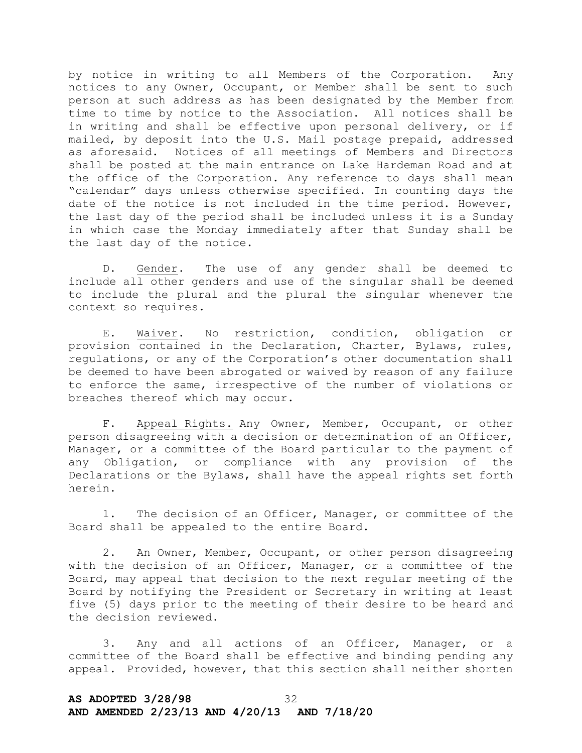by notice in writing to all Members of the Corporation. Any notices to any Owner, Occupant, or Member shall be sent to such person at such address as has been designated by the Member from time to time by notice to the Association. All notices shall be in writing and shall be effective upon personal delivery, or if mailed, by deposit into the U.S. Mail postage prepaid, addressed as aforesaid. Notices of all meetings of Members and Directors shall be posted at the main entrance on Lake Hardeman Road and at the office of the Corporation. Any reference to days shall mean "calendar" days unless otherwise specified. In counting days the date of the notice is not included in the time period. However, the last day of the period shall be included unless it is a Sunday in which case the Monday immediately after that Sunday shall be the last day of the notice.

D. Gender. The use of any gender shall be deemed to include all other genders and use of the singular shall be deemed to include the plural and the plural the singular whenever the context so requires.

E. Waiver. No restriction, condition, obligation or provision contained in the Declaration, Charter, Bylaws, rules, regulations, or any of the Corporation's other documentation shall be deemed to have been abrogated or waived by reason of any failure to enforce the same, irrespective of the number of violations or breaches thereof which may occur.

F. Appeal Rights. Any Owner, Member, Occupant, or other person disagreeing with a decision or determination of an Officer, Manager, or a committee of the Board particular to the payment of any Obligation, or compliance with any provision of the Declarations or the Bylaws, shall have the appeal rights set forth herein.

1. The decision of an Officer, Manager, or committee of the Board shall be appealed to the entire Board.

2. An Owner, Member, Occupant, or other person disagreeing with the decision of an Officer, Manager, or a committee of the Board, may appeal that decision to the next regular meeting of the Board by notifying the President or Secretary in writing at least five (5) days prior to the meeting of their desire to be heard and the decision reviewed.

3. Any and all actions of an Officer, Manager, or a committee of the Board shall be effective and binding pending any appeal. Provided, however, that this section shall neither shorten

**AS ADOPTED 3/28/98**
**AND AMENDED 2/23/13 AND 4/20/13 AND 7/18/20**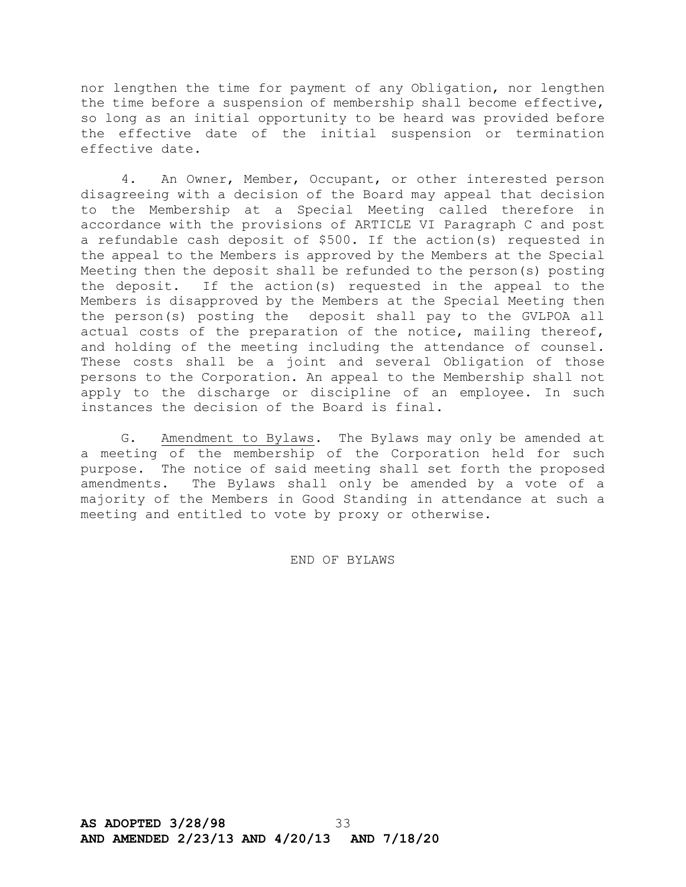nor lengthen the time for payment of any Obligation, nor lengthen the time before a suspension of membership shall become effective, so long as an initial opportunity to be heard was provided before the effective date of the initial suspension or termination effective date.

4. An Owner, Member, Occupant, or other interested person disagreeing with a decision of the Board may appeal that decision to the Membership at a Special Meeting called therefore in accordance with the provisions of ARTICLE VI Paragraph C and post a refundable cash deposit of $500. If the action(s) requested in the appeal to the Members is approved by the Members at the Special Meeting then the deposit shall be refunded to the person(s) posting the deposit. If the action(s) requested in the appeal to the Members is disapproved by the Members at the Special Meeting then the person(s) posting the deposit shall pay to the GVLPOA all actual costs of the preparation of the notice, mailing thereof, and holding of the meeting including the attendance of counsel. These costs shall be a joint and several Obligation of those persons to the Corporation. An appeal to the Membership shall not apply to the discharge or discipline of an employee. In such instances the decision of the Board is final.

G. <u>Amendment to Bylaws</u>. The Bylaws may only be amended at a meeting of the membership of the Corporation held for such purpose. The notice of said meeting shall set forth the proposed amendments. The Bylaws shall only be amended by a vote of a majority of the Members in Good Standing in attendance at such a meeting and entitled to vote by proxy or otherwise.

END OF BYLAWS

**AS ADOPTED 3/28/98**
**AND AMENDED 2/23/13 AND 4/20/13 AND 7/18/20**